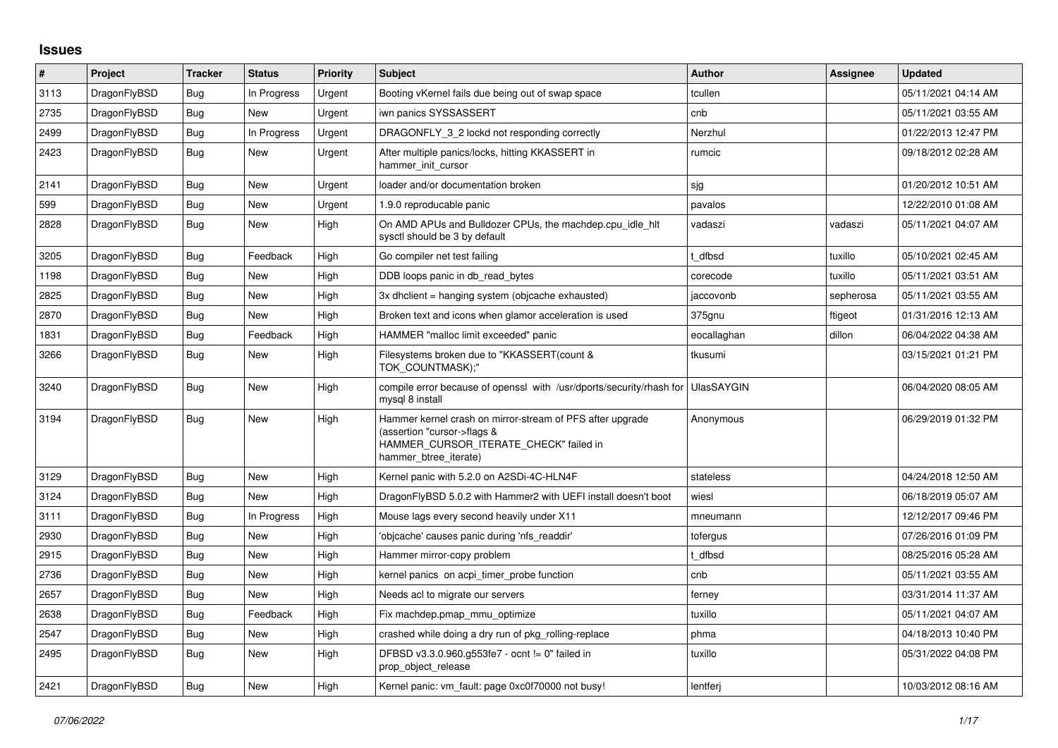# Issues

| # | Project | Tracker | Status | Priority | Subject | Author | Assignee | Updated |
|---|---|---|---|---|---|---|---|---|
| 3113 | DragonFlyBSD | Bug | In Progress | Urgent | Booting vKernel fails due being out of swap space | tcullen | | 05/11/2021 04:14 AM |
| 2735 | DragonFlyBSD | Bug | New | Urgent | iwn panics SYSSASSERT | cnb | | 05/11/2021 03:55 AM |
| 2499 | DragonFlyBSD | Bug | In Progress | Urgent | DRAGONFLY_3_2 lockd not responding correctly | Nerzhul | | 01/22/2013 12:47 PM |
| 2423 | DragonFlyBSD | Bug | New | Urgent | After multiple panics/locks, hitting KKASSERT in hammer_init_cursor | rumcic | | 09/18/2012 02:28 AM |
| 2141 | DragonFlyBSD | Bug | New | Urgent | loader and/or documentation broken | sjg | | 01/20/2012 10:51 AM |
| 599 | DragonFlyBSD | Bug | New | Urgent | 1.9.0 reproducable panic | pavalos | | 12/22/2010 01:08 AM |
| 2828 | DragonFlyBSD | Bug | New | High | On AMD APUs and Bulldozer CPUs, the machdep.cpu_idle_hlt sysctl should be 3 by default | vadaszi | vadaszi | 05/11/2021 04:07 AM |
| 3205 | DragonFlyBSD | Bug | Feedback | High | Go compiler net test failing | t_dfbsd | tuxillo | 05/10/2021 02:45 AM |
| 1198 | DragonFlyBSD | Bug | New | High | DDB loops panic in db_read_bytes | corecode | tuxillo | 05/11/2021 03:51 AM |
| 2825 | DragonFlyBSD | Bug | New | High | 3x dhclient = hanging system (objcache exhausted) | jaccovonb | sepherosa | 05/11/2021 03:55 AM |
| 2870 | DragonFlyBSD | Bug | New | High | Broken text and icons when glamor acceleration is used | 375gnu | ftigeot | 01/31/2016 12:13 AM |
| 1831 | DragonFlyBSD | Bug | Feedback | High | HAMMER "malloc limit exceeded" panic | eocallaghan | dillon | 06/04/2022 04:38 AM |
| 3266 | DragonFlyBSD | Bug | New | High | Filesystems broken due to "KKASSERT(count & TOK_COUNTMASK);" | tkusumi | | 03/15/2021 01:21 PM |
| 3240 | DragonFlyBSD | Bug | New | High | compile error because of openssl with /usr/dports/security/rhash for mysql 8 install | UlasSAYGIN | | 06/04/2020 08:05 AM |
| 3194 | DragonFlyBSD | Bug | New | High | Hammer kernel crash on mirror-stream of PFS after upgrade (assertion "cursor->flags & HAMMER_CURSOR_ITERATE_CHECK" failed in hammer_btree_iterate) | Anonymous | | 06/29/2019 01:32 PM |
| 3129 | DragonFlyBSD | Bug | New | High | Kernel panic with 5.2.0 on A2SDi-4C-HLN4F | stateless | | 04/24/2018 12:50 AM |
| 3124 | DragonFlyBSD | Bug | New | High | DragonFlyBSD 5.0.2 with Hammer2 with UEFI install doesn't boot | wiesl | | 06/18/2019 05:07 AM |
| 3111 | DragonFlyBSD | Bug | In Progress | High | Mouse lags every second heavily under X11 | mneumann | | 12/12/2017 09:46 PM |
| 2930 | DragonFlyBSD | Bug | New | High | 'objcache' causes panic during 'nfs_readdir' | tofergus | | 07/26/2016 01:09 PM |
| 2915 | DragonFlyBSD | Bug | New | High | Hammer mirror-copy problem | t_dfbsd | | 08/25/2016 05:28 AM |
| 2736 | DragonFlyBSD | Bug | New | High | kernel panics on acpi_timer_probe function | cnb | | 05/11/2021 03:55 AM |
| 2657 | DragonFlyBSD | Bug | New | High | Needs acl to migrate our servers | ferney | | 03/31/2014 11:37 AM |
| 2638 | DragonFlyBSD | Bug | Feedback | High | Fix machdep.pmap_mmu_optimize | tuxillo | | 05/11/2021 04:07 AM |
| 2547 | DragonFlyBSD | Bug | New | High | crashed while doing a dry run of pkg_rolling-replace | phma | | 04/18/2013 10:40 PM |
| 2495 | DragonFlyBSD | Bug | New | High | DFBSD v3.3.0.960.g553fe7 - ocnt != 0" failed in prop_object_release | tuxillo | | 05/31/2022 04:08 PM |
| 2421 | DragonFlyBSD | Bug | New | High | Kernel panic: vm_fault: page 0xc0f70000 not busy! | lentferj | | 10/03/2012 08:16 AM |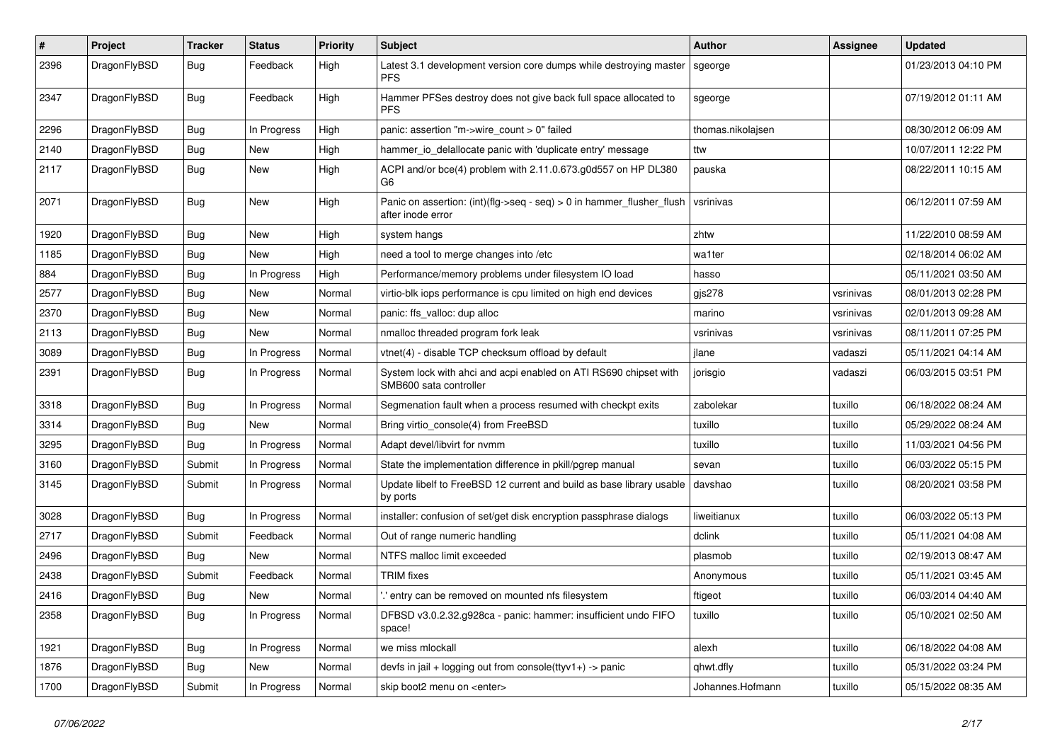| # | Project | Tracker | Status | Priority | Subject | Author | Assignee | Updated |
|---|---|---|---|---|---|---|---|---|
| 2396 | DragonFlyBSD | Bug | Feedback | High | Latest 3.1 development version core dumps while destroying master PFS | sgeorge | | 01/23/2013 04:10 PM |
| 2347 | DragonFlyBSD | Bug | Feedback | High | Hammer PFSes destroy does not give back full space allocated to PFS | sgeorge | | 07/19/2012 01:11 AM |
| 2296 | DragonFlyBSD | Bug | In Progress | High | panic: assertion "m->wire_count > 0" failed | thomas.nikolajsen | | 08/30/2012 06:09 AM |
| 2140 | DragonFlyBSD | Bug | New | High | hammer_io_delallocate panic with 'duplicate entry' message | ttw | | 10/07/2011 12:22 PM |
| 2117 | DragonFlyBSD | Bug | New | High | ACPI and/or bce(4) problem with 2.11.0.673.g0d557 on HP DL380 G6 | pauska | | 08/22/2011 10:15 AM |
| 2071 | DragonFlyBSD | Bug | New | High | Panic on assertion: (int)(flg->seq - seq) > 0 in hammer_flusher_flush after inode error | vsrinivas | | 06/12/2011 07:59 AM |
| 1920 | DragonFlyBSD | Bug | New | High | system hangs | zhtw | | 11/22/2010 08:59 AM |
| 1185 | DragonFlyBSD | Bug | New | High | need a tool to merge changes into /etc | wa1ter | | 02/18/2014 06:02 AM |
| 884 | DragonFlyBSD | Bug | In Progress | High | Performance/memory problems under filesystem IO load | hasso | | 05/11/2021 03:50 AM |
| 2577 | DragonFlyBSD | Bug | New | Normal | virtio-blk iops performance is cpu limited on high end devices | gjs278 | vsrinivas | 08/01/2013 02:28 PM |
| 2370 | DragonFlyBSD | Bug | New | Normal | panic: ffs_valloc: dup alloc | marino | vsrinivas | 02/01/2013 09:28 AM |
| 2113 | DragonFlyBSD | Bug | New | Normal | nmalloc threaded program fork leak | vsrinivas | vsrinivas | 08/11/2011 07:25 PM |
| 3089 | DragonFlyBSD | Bug | In Progress | Normal | vtnet(4) - disable TCP checksum offload by default | jlane | vadaszi | 05/11/2021 04:14 AM |
| 2391 | DragonFlyBSD | Bug | In Progress | Normal | System lock with ahci and acpi enabled on ATI RS690 chipset with SMB600 sata controller | jorisgio | vadaszi | 06/03/2015 03:51 PM |
| 3318 | DragonFlyBSD | Bug | In Progress | Normal | Segmenation fault when a process resumed with checkpt exits | zabolekar | tuxillo | 06/18/2022 08:24 AM |
| 3314 | DragonFlyBSD | Bug | New | Normal | Bring virtio_console(4) from FreeBSD | tuxillo | tuxillo | 05/29/2022 08:24 AM |
| 3295 | DragonFlyBSD | Bug | In Progress | Normal | Adapt devel/libvirt for nvmm | tuxillo | tuxillo | 11/03/2021 04:56 PM |
| 3160 | DragonFlyBSD | Submit | In Progress | Normal | State the implementation difference in pkill/pgrep manual | sevan | tuxillo | 06/03/2022 05:15 PM |
| 3145 | DragonFlyBSD | Submit | In Progress | Normal | Update libelf to FreeBSD 12 current and build as base library usable by ports | davshao | tuxillo | 08/20/2021 03:58 PM |
| 3028 | DragonFlyBSD | Bug | In Progress | Normal | installer: confusion of set/get disk encryption passphrase dialogs | liweitianux | tuxillo | 06/03/2022 05:13 PM |
| 2717 | DragonFlyBSD | Submit | Feedback | Normal | Out of range numeric handling | dclink | tuxillo | 05/11/2021 04:08 AM |
| 2496 | DragonFlyBSD | Bug | New | Normal | NTFS malloc limit exceeded | plasmob | tuxillo | 02/19/2013 08:47 AM |
| 2438 | DragonFlyBSD | Submit | Feedback | Normal | TRIM fixes | Anonymous | tuxillo | 05/11/2021 03:45 AM |
| 2416 | DragonFlyBSD | Bug | New | Normal | '.' entry can be removed on mounted nfs filesystem | ftigeot | tuxillo | 06/03/2014 04:40 AM |
| 2358 | DragonFlyBSD | Bug | In Progress | Normal | DFBSD v3.0.2.32.g928ca - panic: hammer: insufficient undo FIFO space! | tuxillo | tuxillo | 05/10/2021 02:50 AM |
| 1921 | DragonFlyBSD | Bug | In Progress | Normal | we miss mlockall | alexh | tuxillo | 06/18/2022 04:08 AM |
| 1876 | DragonFlyBSD | Bug | New | Normal | devfs in jail + logging out from console(ttyv1+) -> panic | qhwt.dfly | tuxillo | 05/31/2022 03:24 PM |
| 1700 | DragonFlyBSD | Submit | In Progress | Normal | skip boot2 menu on <enter> | Johannes.Hofmann | tuxillo | 05/15/2022 08:35 AM |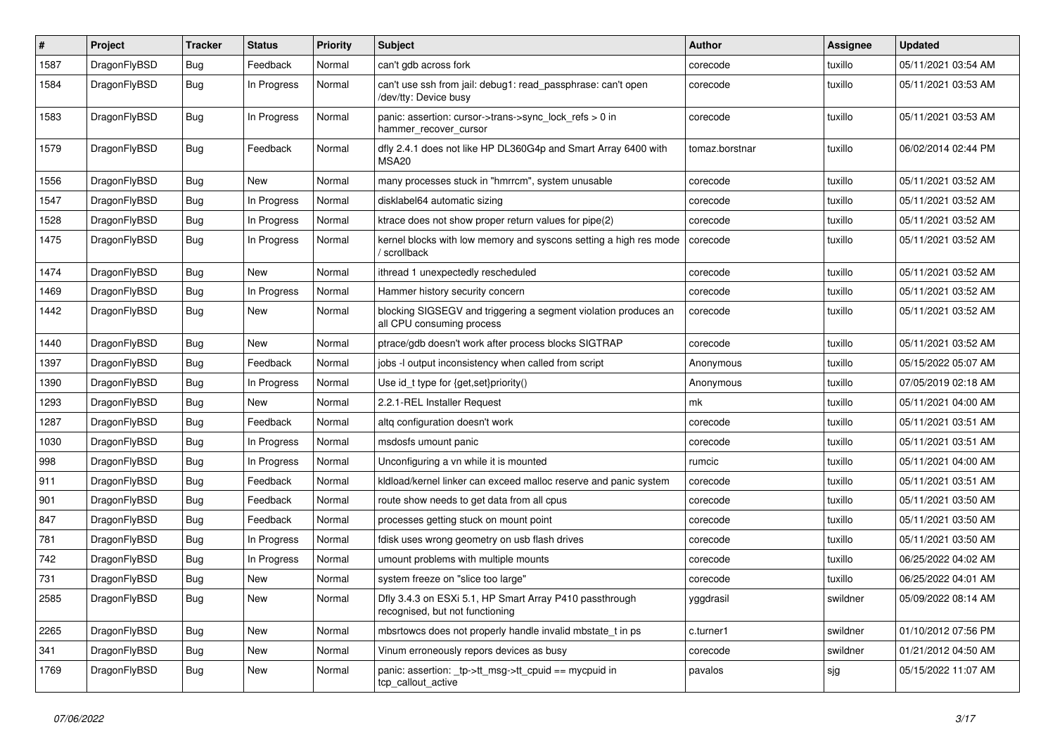| # | Project | Tracker | Status | Priority | Subject | Author | Assignee | Updated |
|---|---|---|---|---|---|---|---|---|
| 1587 | DragonFlyBSD | Bug | Feedback | Normal | can't gdb across fork | corecode | tuxillo | 05/11/2021 03:54 AM |
| 1584 | DragonFlyBSD | Bug | In Progress | Normal | can't use ssh from jail: debug1: read_passphrase: can't open /dev/tty: Device busy | corecode | tuxillo | 05/11/2021 03:53 AM |
| 1583 | DragonFlyBSD | Bug | In Progress | Normal | panic: assertion: cursor->trans->sync_lock_refs > 0 in hammer_recover_cursor | corecode | tuxillo | 05/11/2021 03:53 AM |
| 1579 | DragonFlyBSD | Bug | Feedback | Normal | dfly 2.4.1 does not like HP DL360G4p and Smart Array 6400 with MSA20 | tomaz.borstnar | tuxillo | 06/02/2014 02:44 PM |
| 1556 | DragonFlyBSD | Bug | New | Normal | many processes stuck in "hmrrcm", system unusable | corecode | tuxillo | 05/11/2021 03:52 AM |
| 1547 | DragonFlyBSD | Bug | In Progress | Normal | disklabel64 automatic sizing | corecode | tuxillo | 05/11/2021 03:52 AM |
| 1528 | DragonFlyBSD | Bug | In Progress | Normal | ktrace does not show proper return values for pipe(2) | corecode | tuxillo | 05/11/2021 03:52 AM |
| 1475 | DragonFlyBSD | Bug | In Progress | Normal | kernel blocks with low memory and syscons setting a high res mode / scrollback | corecode | tuxillo | 05/11/2021 03:52 AM |
| 1474 | DragonFlyBSD | Bug | New | Normal | ithread 1 unexpectedly rescheduled | corecode | tuxillo | 05/11/2021 03:52 AM |
| 1469 | DragonFlyBSD | Bug | In Progress | Normal | Hammer history security concern | corecode | tuxillo | 05/11/2021 03:52 AM |
| 1442 | DragonFlyBSD | Bug | New | Normal | blocking SIGSEGV and triggering a segment violation produces an all CPU consuming process | corecode | tuxillo | 05/11/2021 03:52 AM |
| 1440 | DragonFlyBSD | Bug | New | Normal | ptrace/gdb doesn't work after process blocks SIGTRAP | corecode | tuxillo | 05/11/2021 03:52 AM |
| 1397 | DragonFlyBSD | Bug | Feedback | Normal | jobs -l output inconsistency when called from script | Anonymous | tuxillo | 05/15/2022 05:07 AM |
| 1390 | DragonFlyBSD | Bug | In Progress | Normal | Use id_t type for {get,set}priority() | Anonymous | tuxillo | 07/05/2019 02:18 AM |
| 1293 | DragonFlyBSD | Bug | New | Normal | 2.2.1-REL Installer Request | mk | tuxillo | 05/11/2021 04:00 AM |
| 1287 | DragonFlyBSD | Bug | Feedback | Normal | altq configuration doesn't work | corecode | tuxillo | 05/11/2021 03:51 AM |
| 1030 | DragonFlyBSD | Bug | In Progress | Normal | msdosfs umount panic | corecode | tuxillo | 05/11/2021 03:51 AM |
| 998 | DragonFlyBSD | Bug | In Progress | Normal | Unconfiguring a vn while it is mounted | rumcic | tuxillo | 05/11/2021 04:00 AM |
| 911 | DragonFlyBSD | Bug | Feedback | Normal | kldload/kernel linker can exceed malloc reserve and panic system | corecode | tuxillo | 05/11/2021 03:51 AM |
| 901 | DragonFlyBSD | Bug | Feedback | Normal | route show needs to get data from all cpus | corecode | tuxillo | 05/11/2021 03:50 AM |
| 847 | DragonFlyBSD | Bug | Feedback | Normal | processes getting stuck on mount point | corecode | tuxillo | 05/11/2021 03:50 AM |
| 781 | DragonFlyBSD | Bug | In Progress | Normal | fdisk uses wrong geometry on usb flash drives | corecode | tuxillo | 05/11/2021 03:50 AM |
| 742 | DragonFlyBSD | Bug | In Progress | Normal | umount problems with multiple mounts | corecode | tuxillo | 06/25/2022 04:02 AM |
| 731 | DragonFlyBSD | Bug | New | Normal | system freeze on "slice too large" | corecode | tuxillo | 06/25/2022 04:01 AM |
| 2585 | DragonFlyBSD | Bug | New | Normal | Dfly 3.4.3 on ESXi 5.1, HP Smart Array P410 passthrough recognised, but not functioning | yggdrasil | swildner | 05/09/2022 08:14 AM |
| 2265 | DragonFlyBSD | Bug | New | Normal | mbsrtowcs does not properly handle invalid mbstate_t in ps | c.turner1 | swildner | 01/10/2012 07:56 PM |
| 341 | DragonFlyBSD | Bug | New | Normal | Vinum erroneously repors devices as busy | corecode | swildner | 01/21/2012 04:50 AM |
| 1769 | DragonFlyBSD | Bug | New | Normal | panic: assertion: _tp->tt_msg->tt_cpuid == mycpuid in tcp_callout_active | pavalos | sjg | 05/15/2022 11:07 AM |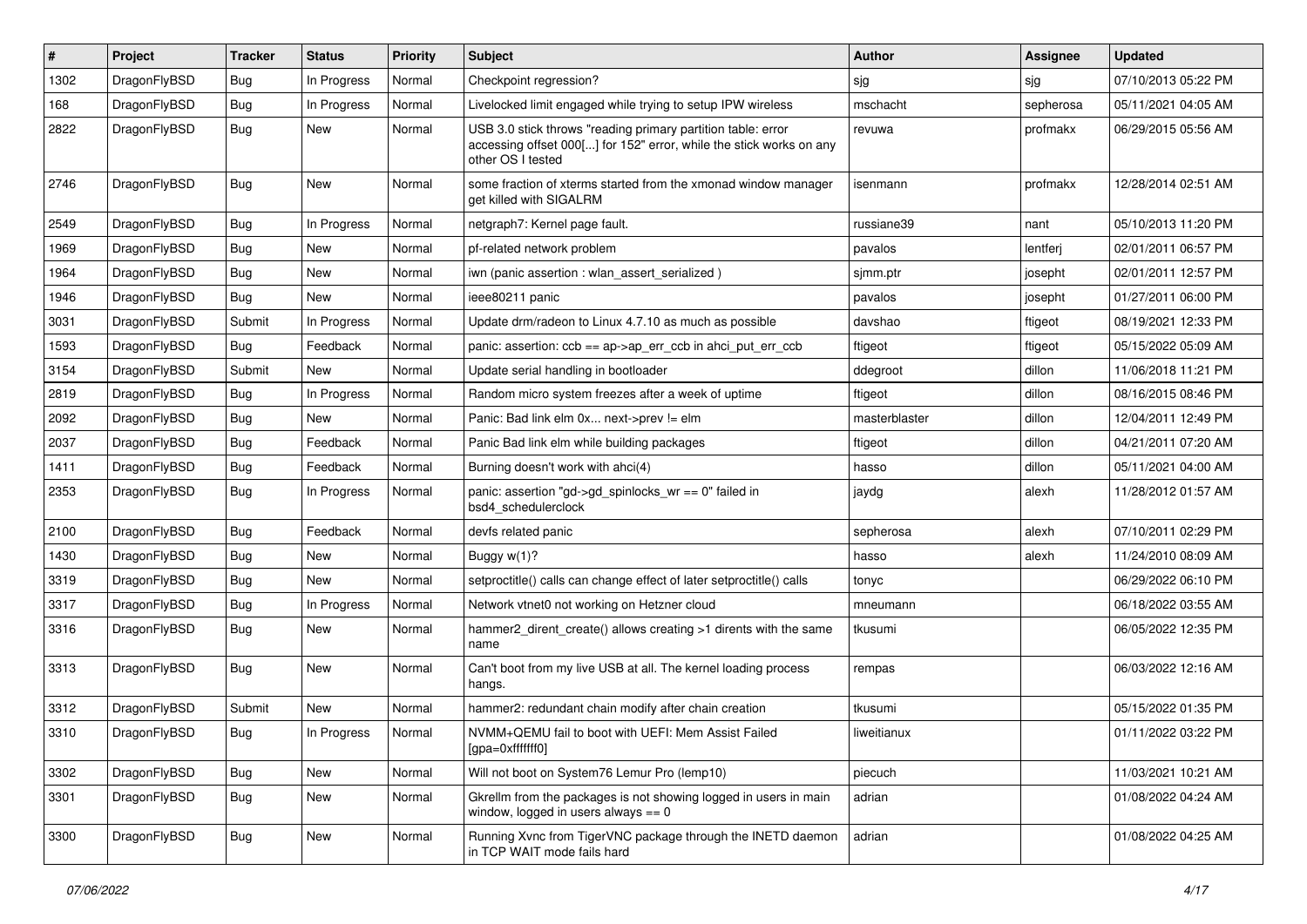| # | Project | Tracker | Status | Priority | Subject | Author | Assignee | Updated |
|---|---|---|---|---|---|---|---|---|
| 1302 | DragonFlyBSD | Bug | In Progress | Normal | Checkpoint regression? | sjg | sjg | 07/10/2013 05:22 PM |
| 168 | DragonFlyBSD | Bug | In Progress | Normal | Livelocked limit engaged while trying to setup IPW wireless | mschacht | sepherosa | 05/11/2021 04:05 AM |
| 2822 | DragonFlyBSD | Bug | New | Normal | USB 3.0 stick throws "reading primary partition table: error accessing offset 000[...] for 152" error, while the stick works on any other OS I tested | revuwa | profmakx | 06/29/2015 05:56 AM |
| 2746 | DragonFlyBSD | Bug | New | Normal | some fraction of xterms started from the xmonad window manager get killed with SIGALRM | isenmann | profmakx | 12/28/2014 02:51 AM |
| 2549 | DragonFlyBSD | Bug | In Progress | Normal | netgraph7: Kernel page fault. | russiane39 | nant | 05/10/2013 11:20 PM |
| 1969 | DragonFlyBSD | Bug | New | Normal | pf-related network problem | pavalos | lentferj | 02/01/2011 06:57 PM |
| 1964 | DragonFlyBSD | Bug | New | Normal | iwn (panic assertion : wlan_assert_serialized ) | sjmm.ptr | josepht | 02/01/2011 12:57 PM |
| 1946 | DragonFlyBSD | Bug | New | Normal | ieee80211 panic | pavalos | josepht | 01/27/2011 06:00 PM |
| 3031 | DragonFlyBSD | Submit | In Progress | Normal | Update drm/radeon to Linux 4.7.10 as much as possible | davshao | ftigeot | 08/19/2021 12:33 PM |
| 1593 | DragonFlyBSD | Bug | Feedback | Normal | panic: assertion: ccb == ap->ap_err_ccb in ahci_put_err_ccb | ftigeot | ftigeot | 05/15/2022 05:09 AM |
| 3154 | DragonFlyBSD | Submit | New | Normal | Update serial handling in bootloader | ddegroot | dillon | 11/06/2018 11:21 PM |
| 2819 | DragonFlyBSD | Bug | In Progress | Normal | Random micro system freezes after a week of uptime | ftigeot | dillon | 08/16/2015 08:46 PM |
| 2092 | DragonFlyBSD | Bug | New | Normal | Panic: Bad link elm 0x... next->prev != elm | masterblaster | dillon | 12/04/2011 12:49 PM |
| 2037 | DragonFlyBSD | Bug | Feedback | Normal | Panic Bad link elm while building packages | ftigeot | dillon | 04/21/2011 07:20 AM |
| 1411 | DragonFlyBSD | Bug | Feedback | Normal | Burning doesn't work with ahci(4) | hasso | dillon | 05/11/2021 04:00 AM |
| 2353 | DragonFlyBSD | Bug | In Progress | Normal | panic: assertion "gd->gd_spinlocks_wr == 0" failed in bsd4_schedulerclock | jaydg | alexh | 11/28/2012 01:57 AM |
| 2100 | DragonFlyBSD | Bug | Feedback | Normal | devfs related panic | sepherosa | alexh | 07/10/2011 02:29 PM |
| 1430 | DragonFlyBSD | Bug | New | Normal | Buggy w(1)? | hasso | alexh | 11/24/2010 08:09 AM |
| 3319 | DragonFlyBSD | Bug | New | Normal | setproctitle() calls can change effect of later setproctitle() calls | tonyc | | 06/29/2022 06:10 PM |
| 3317 | DragonFlyBSD | Bug | In Progress | Normal | Network vtnet0 not working on Hetzner cloud | mneumann | | 06/18/2022 03:55 AM |
| 3316 | DragonFlyBSD | Bug | New | Normal | hammer2_dirent_create() allows creating >1 dirents with the same name | tkusumi | | 06/05/2022 12:35 PM |
| 3313 | DragonFlyBSD | Bug | New | Normal | Can't boot from my live USB at all. The kernel loading process hangs. | rempas | | 06/03/2022 12:16 AM |
| 3312 | DragonFlyBSD | Submit | New | Normal | hammer2: redundant chain modify after chain creation | tkusumi | | 05/15/2022 01:35 PM |
| 3310 | DragonFlyBSD | Bug | In Progress | Normal | NVMM+QEMU fail to boot with UEFI: Mem Assist Failed [gpa=0xfffffff0] | liweitianux | | 01/11/2022 03:22 PM |
| 3302 | DragonFlyBSD | Bug | New | Normal | Will not boot on System76 Lemur Pro (lemp10) | piecuch | | 11/03/2021 10:21 AM |
| 3301 | DragonFlyBSD | Bug | New | Normal | Gkrellm from the packages is not showing logged in users in main window, logged in users always == 0 | adrian | | 01/08/2022 04:24 AM |
| 3300 | DragonFlyBSD | Bug | New | Normal | Running Xvnc from TigerVNC package through the INETD daemon in TCP WAIT mode fails hard | adrian | | 01/08/2022 04:25 AM |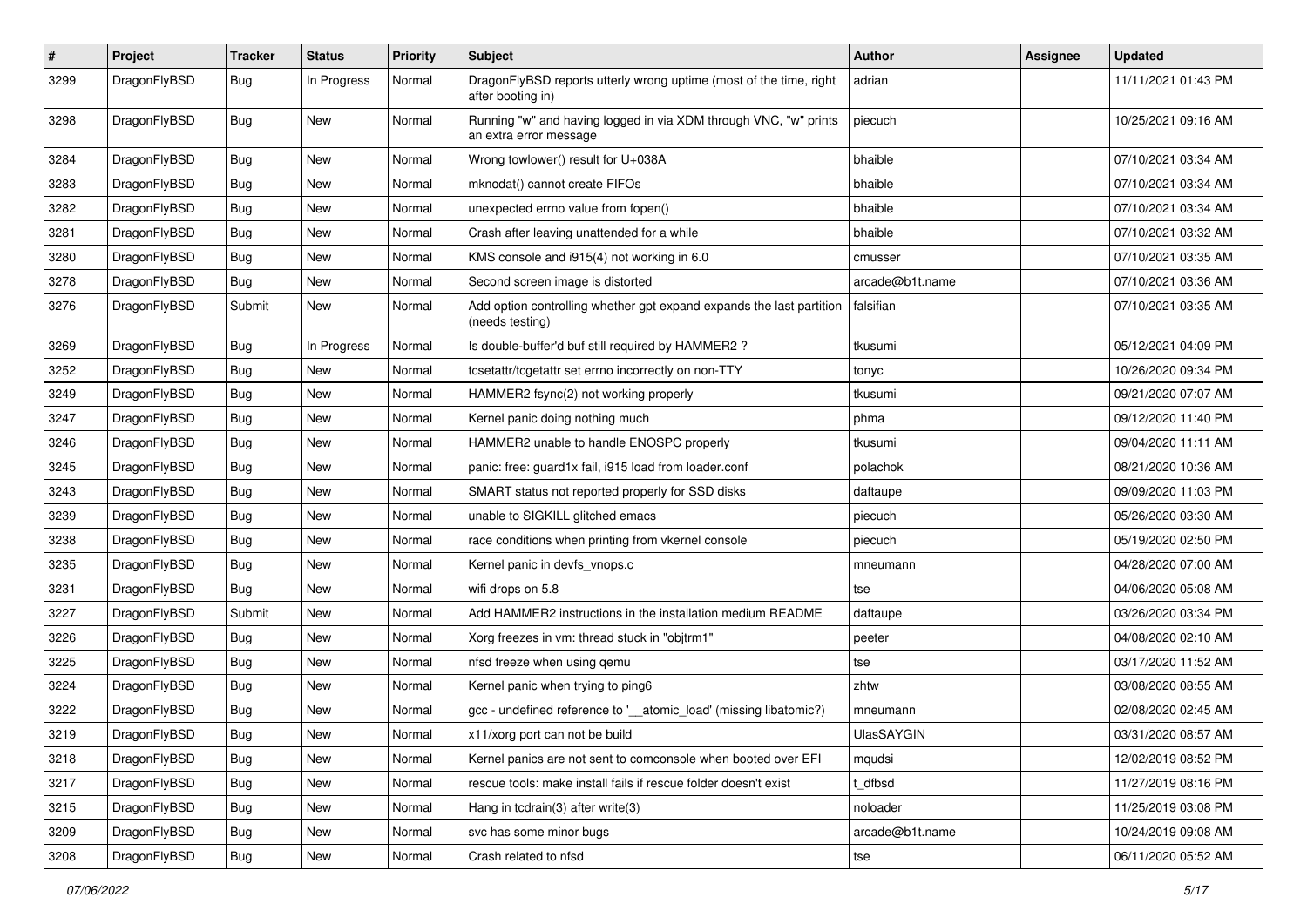| # | Project | Tracker | Status | Priority | Subject | Author | Assignee | Updated |
|---|---|---|---|---|---|---|---|---|
| 3299 | DragonFlyBSD | Bug | In Progress | Normal | DragonFlyBSD reports utterly wrong uptime (most of the time, right after booting in) | adrian | | 11/11/2021 01:43 PM |
| 3298 | DragonFlyBSD | Bug | New | Normal | Running "w" and having logged in via XDM through VNC, "w" prints an extra error message | piecuch | | 10/25/2021 09:16 AM |
| 3284 | DragonFlyBSD | Bug | New | Normal | Wrong towlower() result for U+038A | bhaible | | 07/10/2021 03:34 AM |
| 3283 | DragonFlyBSD | Bug | New | Normal | mknodat() cannot create FIFOs | bhaible | | 07/10/2021 03:34 AM |
| 3282 | DragonFlyBSD | Bug | New | Normal | unexpected errno value from fopen() | bhaible | | 07/10/2021 03:34 AM |
| 3281 | DragonFlyBSD | Bug | New | Normal | Crash after leaving unattended for a while | bhaible | | 07/10/2021 03:32 AM |
| 3280 | DragonFlyBSD | Bug | New | Normal | KMS console and i915(4) not working in 6.0 | cmusser | | 07/10/2021 03:35 AM |
| 3278 | DragonFlyBSD | Bug | New | Normal | Second screen image is distorted | arcade@b1t.name | | 07/10/2021 03:36 AM |
| 3276 | DragonFlyBSD | Submit | New | Normal | Add option controlling whether gpt expand expands the last partition (needs testing) | falsifian | | 07/10/2021 03:35 AM |
| 3269 | DragonFlyBSD | Bug | In Progress | Normal | Is double-buffer'd buf still required by HAMMER2 ? | tkusumi | | 05/12/2021 04:09 PM |
| 3252 | DragonFlyBSD | Bug | New | Normal | tcsetattr/tcgetattr set errno incorrectly on non-TTY | tonyc | | 10/26/2020 09:34 PM |
| 3249 | DragonFlyBSD | Bug | New | Normal | HAMMER2 fsync(2) not working properly | tkusumi | | 09/21/2020 07:07 AM |
| 3247 | DragonFlyBSD | Bug | New | Normal | Kernel panic doing nothing much | phma | | 09/12/2020 11:40 PM |
| 3246 | DragonFlyBSD | Bug | New | Normal | HAMMER2 unable to handle ENOSPC properly | tkusumi | | 09/04/2020 11:11 AM |
| 3245 | DragonFlyBSD | Bug | New | Normal | panic: free: guard1x fail, i915 load from loader.conf | polachok | | 08/21/2020 10:36 AM |
| 3243 | DragonFlyBSD | Bug | New | Normal | SMART status not reported properly for SSD disks | daftaupe | | 09/09/2020 11:03 PM |
| 3239 | DragonFlyBSD | Bug | New | Normal | unable to SIGKILL glitched emacs | piecuch | | 05/26/2020 03:30 AM |
| 3238 | DragonFlyBSD | Bug | New | Normal | race conditions when printing from vkernel console | piecuch | | 05/19/2020 02:50 PM |
| 3235 | DragonFlyBSD | Bug | New | Normal | Kernel panic in devfs_vnops.c | mneumann | | 04/28/2020 07:00 AM |
| 3231 | DragonFlyBSD | Bug | New | Normal | wifi drops on 5.8 | tse | | 04/06/2020 05:08 AM |
| 3227 | DragonFlyBSD | Submit | New | Normal | Add HAMMER2 instructions in the installation medium README | daftaupe | | 03/26/2020 03:34 PM |
| 3226 | DragonFlyBSD | Bug | New | Normal | Xorg freezes in vm: thread stuck in "objtrm1" | peeter | | 04/08/2020 02:10 AM |
| 3225 | DragonFlyBSD | Bug | New | Normal | nfsd freeze when using qemu | tse | | 03/17/2020 11:52 AM |
| 3224 | DragonFlyBSD | Bug | New | Normal | Kernel panic when trying to ping6 | zhtw | | 03/08/2020 08:55 AM |
| 3222 | DragonFlyBSD | Bug | New | Normal | gcc - undefined reference to '__atomic_load' (missing libatomic?) | mneumann | | 02/08/2020 02:45 AM |
| 3219 | DragonFlyBSD | Bug | New | Normal | x11/xorg port can not be build | UlasSAYGIN | | 03/31/2020 08:57 AM |
| 3218 | DragonFlyBSD | Bug | New | Normal | Kernel panics are not sent to comconsole when booted over EFI | mqudsi | | 12/02/2019 08:52 PM |
| 3217 | DragonFlyBSD | Bug | New | Normal | rescue tools: make install fails if rescue folder doesn't exist | t_dfbsd | | 11/27/2019 08:16 PM |
| 3215 | DragonFlyBSD | Bug | New | Normal | Hang in tcdrain(3) after write(3) | noloader | | 11/25/2019 03:08 PM |
| 3209 | DragonFlyBSD | Bug | New | Normal | svc has some minor bugs | arcade@b1t.name | | 10/24/2019 09:08 AM |
| 3208 | DragonFlyBSD | Bug | New | Normal | Crash related to nfsd | tse | | 06/11/2020 05:52 AM |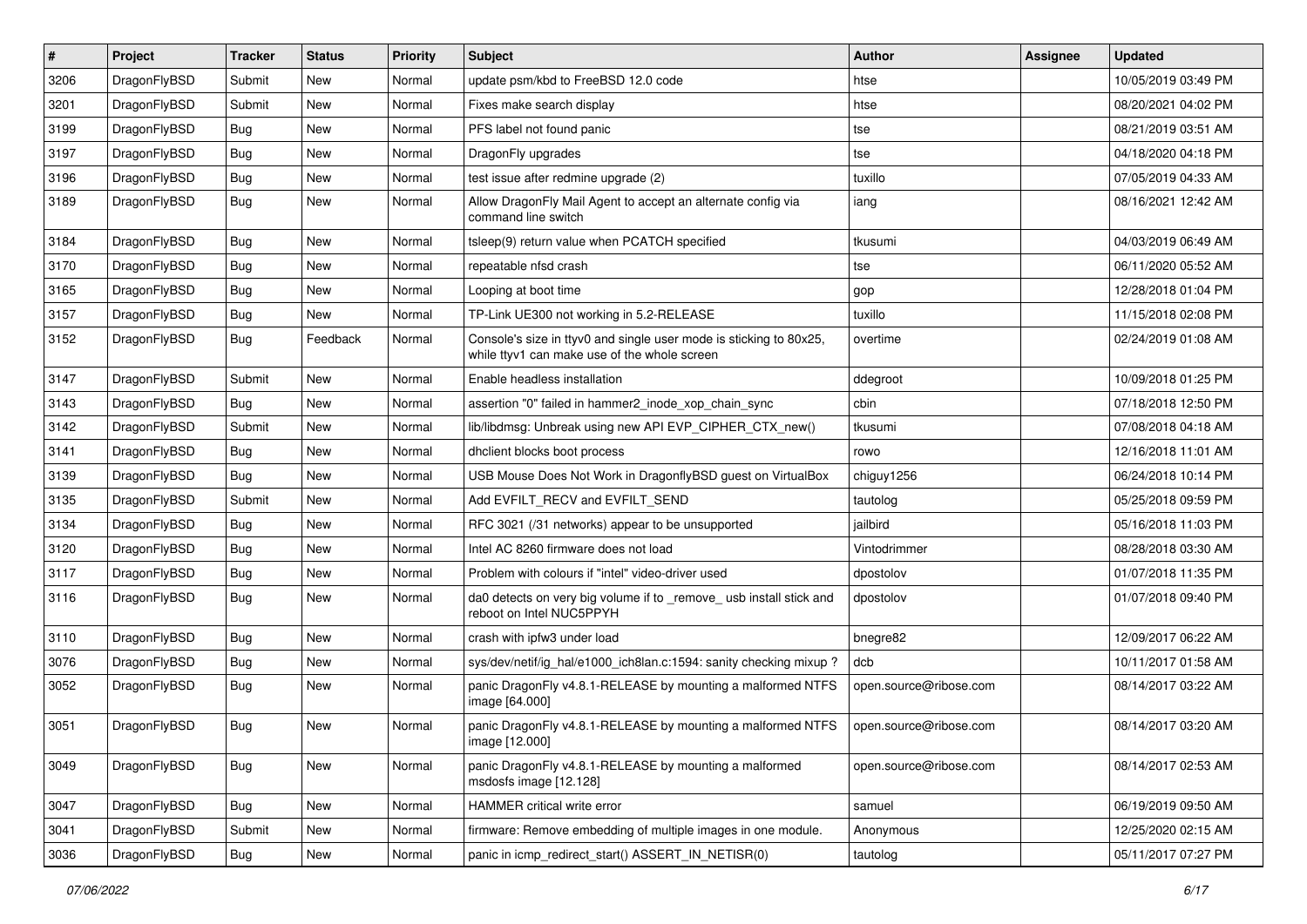| # | Project | Tracker | Status | Priority | Subject | Author | Assignee | Updated |
|---|---|---|---|---|---|---|---|---|
| 3206 | DragonFlyBSD | Submit | New | Normal | update psm/kbd to FreeBSD 12.0 code | htse | | 10/05/2019 03:49 PM |
| 3201 | DragonFlyBSD | Submit | New | Normal | Fixes make search display | htse | | 08/20/2021 04:02 PM |
| 3199 | DragonFlyBSD | Bug | New | Normal | PFS label not found panic | tse | | 08/21/2019 03:51 AM |
| 3197 | DragonFlyBSD | Bug | New | Normal | DragonFly upgrades | tse | | 04/18/2020 04:18 PM |
| 3196 | DragonFlyBSD | Bug | New | Normal | test issue after redmine upgrade (2) | tuxillo | | 07/05/2019 04:33 AM |
| 3189 | DragonFlyBSD | Bug | New | Normal | Allow DragonFly Mail Agent to accept an alternate config via command line switch | iang | | 08/16/2021 12:42 AM |
| 3184 | DragonFlyBSD | Bug | New | Normal | tsleep(9) return value when PCATCH specified | tkusumi | | 04/03/2019 06:49 AM |
| 3170 | DragonFlyBSD | Bug | New | Normal | repeatable nfsd crash | tse | | 06/11/2020 05:52 AM |
| 3165 | DragonFlyBSD | Bug | New | Normal | Looping at boot time | gop | | 12/28/2018 01:04 PM |
| 3157 | DragonFlyBSD | Bug | New | Normal | TP-Link UE300 not working in 5.2-RELEASE | tuxillo | | 11/15/2018 02:08 PM |
| 3152 | DragonFlyBSD | Bug | Feedback | Normal | Console's size in ttyv0 and single user mode is sticking to 80x25, while ttyv1 can make use of the whole screen | overtime | | 02/24/2019 01:08 AM |
| 3147 | DragonFlyBSD | Submit | New | Normal | Enable headless installation | ddegroot | | 10/09/2018 01:25 PM |
| 3143 | DragonFlyBSD | Bug | New | Normal | assertion "0" failed in hammer2_inode_xop_chain_sync | cbin | | 07/18/2018 12:50 PM |
| 3142 | DragonFlyBSD | Submit | New | Normal | lib/libdmsg: Unbreak using new API EVP_CIPHER_CTX_new() | tkusumi | | 07/08/2018 04:18 AM |
| 3141 | DragonFlyBSD | Bug | New | Normal | dhclient blocks boot process | rowo | | 12/16/2018 11:01 AM |
| 3139 | DragonFlyBSD | Bug | New | Normal | USB Mouse Does Not Work in DragonflyBSD guest on VirtualBox | chiguy1256 | | 06/24/2018 10:14 PM |
| 3135 | DragonFlyBSD | Submit | New | Normal | Add EVFILT_RECV and EVFILT_SEND | tautolog | | 05/25/2018 09:59 PM |
| 3134 | DragonFlyBSD | Bug | New | Normal | RFC 3021 (/31 networks) appear to be unsupported | jailbird | | 05/16/2018 11:03 PM |
| 3120 | DragonFlyBSD | Bug | New | Normal | Intel AC 8260 firmware does not load | Vintodrimmer | | 08/28/2018 03:30 AM |
| 3117 | DragonFlyBSD | Bug | New | Normal | Problem with colours if "intel" video-driver used | dpostolov | | 01/07/2018 11:35 PM |
| 3116 | DragonFlyBSD | Bug | New | Normal | da0 detects on very big volume if to _remove_ usb install stick and reboot on Intel NUC5PPYH | dpostolov | | 01/07/2018 09:40 PM |
| 3110 | DragonFlyBSD | Bug | New | Normal | crash with ipfw3 under load | bnegre82 | | 12/09/2017 06:22 AM |
| 3076 | DragonFlyBSD | Bug | New | Normal | sys/dev/netif/ig_hal/e1000_ich8lan.c:1594: sanity checking mixup ? | dcb | | 10/11/2017 01:58 AM |
| 3052 | DragonFlyBSD | Bug | New | Normal | panic DragonFly v4.8.1-RELEASE by mounting a malformed NTFS image [64.000] | open.source@ribose.com | | 08/14/2017 03:22 AM |
| 3051 | DragonFlyBSD | Bug | New | Normal | panic DragonFly v4.8.1-RELEASE by mounting a malformed NTFS image [12.000] | open.source@ribose.com | | 08/14/2017 03:20 AM |
| 3049 | DragonFlyBSD | Bug | New | Normal | panic DragonFly v4.8.1-RELEASE by mounting a malformed msdosfs image [12.128] | open.source@ribose.com | | 08/14/2017 02:53 AM |
| 3047 | DragonFlyBSD | Bug | New | Normal | HAMMER critical write error | samuel | | 06/19/2019 09:50 AM |
| 3041 | DragonFlyBSD | Submit | New | Normal | firmware: Remove embedding of multiple images in one module. | Anonymous | | 12/25/2020 02:15 AM |
| 3036 | DragonFlyBSD | Bug | New | Normal | panic in icmp_redirect_start() ASSERT_IN_NETISR(0) | tautolog | | 05/11/2017 07:27 PM |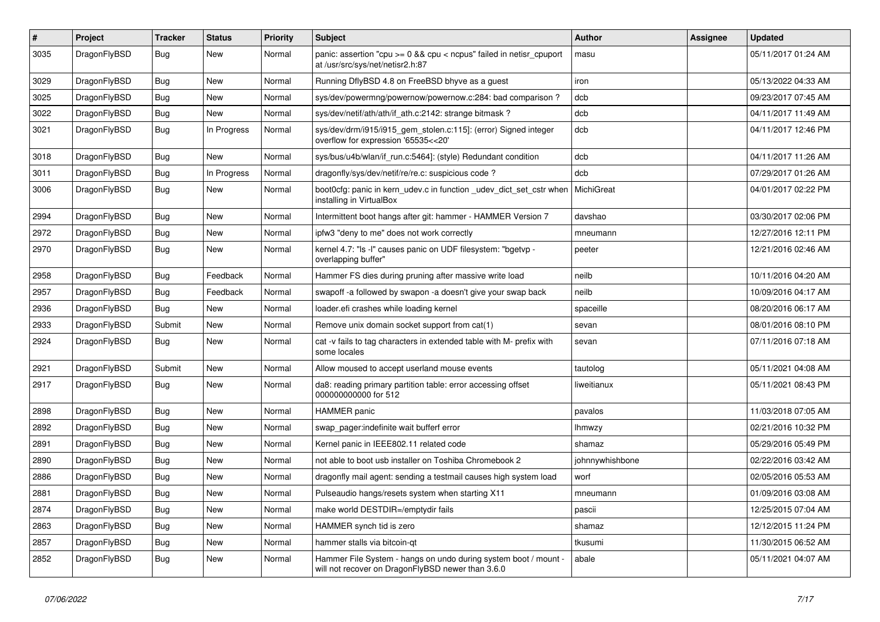| # | Project | Tracker | Status | Priority | Subject | Author | Assignee | Updated |
|---|---|---|---|---|---|---|---|---|
| 3035 | DragonFlyBSD | Bug | New | Normal | panic: assertion "cpu >= 0 && cpu < ncpus" failed in netisr_cpuport at /usr/src/sys/net/netisr2.h:87 | masu | | 05/11/2017 01:24 AM |
| 3029 | DragonFlyBSD | Bug | New | Normal | Running DflyBSD 4.8 on FreeBSD bhyve as a guest | iron | | 05/13/2022 04:33 AM |
| 3025 | DragonFlyBSD | Bug | New | Normal | sys/dev/powermng/powernow/powernow.c:284: bad comparison ? | dcb | | 09/23/2017 07:45 AM |
| 3022 | DragonFlyBSD | Bug | New | Normal | sys/dev/netif/ath/ath/if_ath.c:2142: strange bitmask ? | dcb | | 04/11/2017 11:49 AM |
| 3021 | DragonFlyBSD | Bug | In Progress | Normal | sys/dev/drm/i915/i915_gem_stolen.c:115]: (error) Signed integer overflow for expression '65535<<20' | dcb | | 04/11/2017 12:46 PM |
| 3018 | DragonFlyBSD | Bug | New | Normal | sys/bus/u4b/wlan/if_run.c:5464]: (style) Redundant condition | dcb | | 04/11/2017 11:26 AM |
| 3011 | DragonFlyBSD | Bug | In Progress | Normal | dragonfly/sys/dev/netif/re/re.c: suspicious code ? | dcb | | 07/29/2017 01:26 AM |
| 3006 | DragonFlyBSD | Bug | New | Normal | boot0cfg: panic in kern_udev.c in function _udev_dict_set_cstr when installing in VirtualBox | MichiGreat | | 04/01/2017 02:22 PM |
| 2994 | DragonFlyBSD | Bug | New | Normal | Intermittent boot hangs after git: hammer - HAMMER Version 7 | davshao | | 03/30/2017 02:06 PM |
| 2972 | DragonFlyBSD | Bug | New | Normal | ipfw3 "deny to me" does not work correctly | mneumann | | 12/27/2016 12:11 PM |
| 2970 | DragonFlyBSD | Bug | New | Normal | kernel 4.7: "ls -l" causes panic on UDF filesystem: "bgetvp - overlapping buffer" | peeter | | 12/21/2016 02:46 AM |
| 2958 | DragonFlyBSD | Bug | Feedback | Normal | Hammer FS dies during pruning after massive write load | neilb | | 10/11/2016 04:20 AM |
| 2957 | DragonFlyBSD | Bug | Feedback | Normal | swapoff -a followed by swapon -a doesn't give your swap back | neilb | | 10/09/2016 04:17 AM |
| 2936 | DragonFlyBSD | Bug | New | Normal | loader.efi crashes while loading kernel | spaceille | | 08/20/2016 06:17 AM |
| 2933 | DragonFlyBSD | Submit | New | Normal | Remove unix domain socket support from cat(1) | sevan | | 08/01/2016 08:10 PM |
| 2924 | DragonFlyBSD | Bug | New | Normal | cat -v fails to tag characters in extended table with M- prefix with some locales | sevan | | 07/11/2016 07:18 AM |
| 2921 | DragonFlyBSD | Submit | New | Normal | Allow moused to accept userland mouse events | tautolog | | 05/11/2021 04:08 AM |
| 2917 | DragonFlyBSD | Bug | New | Normal | da8: reading primary partition table: error accessing offset 000000000000 for 512 | liweitianux | | 05/11/2021 08:43 PM |
| 2898 | DragonFlyBSD | Bug | New | Normal | HAMMER panic | pavalos | | 11/03/2018 07:05 AM |
| 2892 | DragonFlyBSD | Bug | New | Normal | swap_pager:indefinite wait bufferf error | lhmwzy | | 02/21/2016 10:32 PM |
| 2891 | DragonFlyBSD | Bug | New | Normal | Kernel panic in IEEE802.11 related code | shamaz | | 05/29/2016 05:49 PM |
| 2890 | DragonFlyBSD | Bug | New | Normal | not able to boot usb installer on Toshiba Chromebook 2 | johnnywhishbone | | 02/22/2016 03:42 AM |
| 2886 | DragonFlyBSD | Bug | New | Normal | dragonfly mail agent: sending a testmail causes high system load | worf | | 02/05/2016 05:53 AM |
| 2881 | DragonFlyBSD | Bug | New | Normal | Pulseaudio hangs/resets system when starting X11 | mneumann | | 01/09/2016 03:08 AM |
| 2874 | DragonFlyBSD | Bug | New | Normal | make world DESTDIR=/emptydir fails | pascii | | 12/25/2015 07:04 AM |
| 2863 | DragonFlyBSD | Bug | New | Normal | HAMMER synch tid is zero | shamaz | | 12/12/2015 11:24 PM |
| 2857 | DragonFlyBSD | Bug | New | Normal | hammer stalls via bitcoin-qt | tkusumi | | 11/30/2015 06:52 AM |
| 2852 | DragonFlyBSD | Bug | New | Normal | Hammer File System - hangs on undo during system boot / mount - will not recover on DragonFlyBSD newer than 3.6.0 | abale | | 05/11/2021 04:07 AM |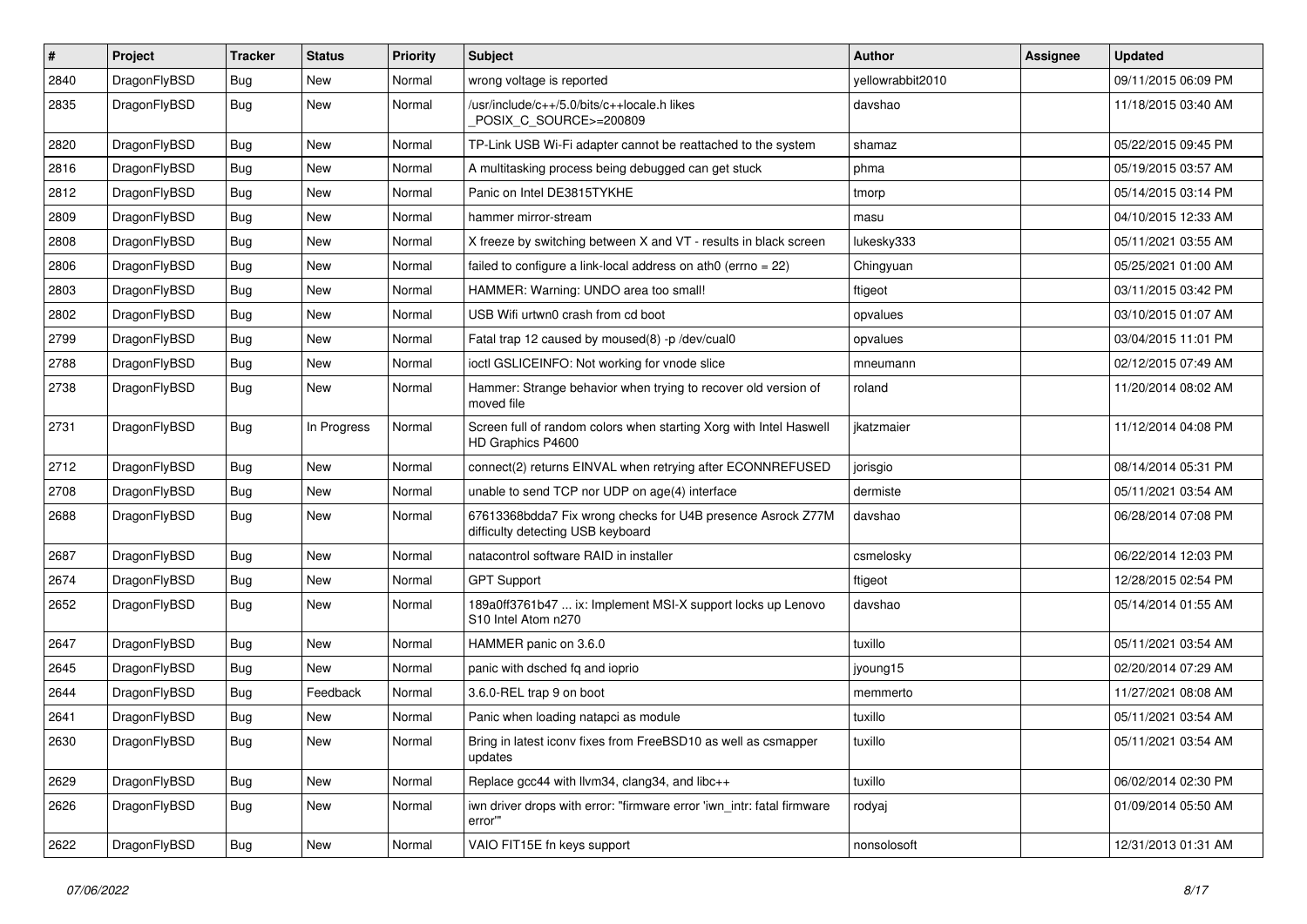| # | Project | Tracker | Status | Priority | Subject | Author | Assignee | Updated |
|---|---|---|---|---|---|---|---|---|
| 2840 | DragonFlyBSD | Bug | New | Normal | wrong voltage is reported | yellowrabbit2010 | | 09/11/2015 06:09 PM |
| 2835 | DragonFlyBSD | Bug | New | Normal | /usr/include/c++/5.0/bits/c++locale.h likes _POSIX_C_SOURCE>=200809 | davshao | | 11/18/2015 03:40 AM |
| 2820 | DragonFlyBSD | Bug | New | Normal | TP-Link USB Wi-Fi adapter cannot be reattached to the system | shamaz | | 05/22/2015 09:45 PM |
| 2816 | DragonFlyBSD | Bug | New | Normal | A multitasking process being debugged can get stuck | phma | | 05/19/2015 03:57 AM |
| 2812 | DragonFlyBSD | Bug | New | Normal | Panic on Intel DE3815TYKHE | tmorp | | 05/14/2015 03:14 PM |
| 2809 | DragonFlyBSD | Bug | New | Normal | hammer mirror-stream | masu | | 04/10/2015 12:33 AM |
| 2808 | DragonFlyBSD | Bug | New | Normal | X freeze by switching between X and VT - results in black screen | lukesky333 | | 05/11/2021 03:55 AM |
| 2806 | DragonFlyBSD | Bug | New | Normal | failed to configure a link-local address on ath0 (errno = 22) | Chingyuan | | 05/25/2021 01:00 AM |
| 2803 | DragonFlyBSD | Bug | New | Normal | HAMMER: Warning: UNDO area too small! | ftigeot | | 03/11/2015 03:42 PM |
| 2802 | DragonFlyBSD | Bug | New | Normal | USB Wifi urtwn0 crash from cd boot | opvalues | | 03/10/2015 01:07 AM |
| 2799 | DragonFlyBSD | Bug | New | Normal | Fatal trap 12 caused by moused(8) -p /dev/cual0 | opvalues | | 03/04/2015 11:01 PM |
| 2788 | DragonFlyBSD | Bug | New | Normal | ioctl GSLICEINFO: Not working for vnode slice | mneumann | | 02/12/2015 07:49 AM |
| 2738 | DragonFlyBSD | Bug | New | Normal | Hammer: Strange behavior when trying to recover old version of moved file | roland | | 11/20/2014 08:02 AM |
| 2731 | DragonFlyBSD | Bug | In Progress | Normal | Screen full of random colors when starting Xorg with Intel Haswell HD Graphics P4600 | jkatzmaier | | 11/12/2014 04:08 PM |
| 2712 | DragonFlyBSD | Bug | New | Normal | connect(2) returns EINVAL when retrying after ECONNREFUSED | jorisgio | | 08/14/2014 05:31 PM |
| 2708 | DragonFlyBSD | Bug | New | Normal | unable to send TCP nor UDP on age(4) interface | dermiste | | 05/11/2021 03:54 AM |
| 2688 | DragonFlyBSD | Bug | New | Normal | 67613368bdda7 Fix wrong checks for U4B presence Asrock Z77M difficulty detecting USB keyboard | davshao | | 06/28/2014 07:08 PM |
| 2687 | DragonFlyBSD | Bug | New | Normal | natacontrol software RAID in installer | csmelosky | | 06/22/2014 12:03 PM |
| 2674 | DragonFlyBSD | Bug | New | Normal | GPT Support | ftigeot | | 12/28/2015 02:54 PM |
| 2652 | DragonFlyBSD | Bug | New | Normal | 189a0ff3761b47 ... ix: Implement MSI-X support locks up Lenovo S10 Intel Atom n270 | davshao | | 05/14/2014 01:55 AM |
| 2647 | DragonFlyBSD | Bug | New | Normal | HAMMER panic on 3.6.0 | tuxillo | | 05/11/2021 03:54 AM |
| 2645 | DragonFlyBSD | Bug | New | Normal | panic with dsched fq and ioprio | jyoung15 | | 02/20/2014 07:29 AM |
| 2644 | DragonFlyBSD | Bug | Feedback | Normal | 3.6.0-REL trap 9 on boot | memmerto | | 11/27/2021 08:08 AM |
| 2641 | DragonFlyBSD | Bug | New | Normal | Panic when loading natapci as module | tuxillo | | 05/11/2021 03:54 AM |
| 2630 | DragonFlyBSD | Bug | New | Normal | Bring in latest iconv fixes from FreeBSD10 as well as csmapper updates | tuxillo | | 05/11/2021 03:54 AM |
| 2629 | DragonFlyBSD | Bug | New | Normal | Replace gcc44 with llvm34, clang34, and libc++ | tuxillo | | 06/02/2014 02:30 PM |
| 2626 | DragonFlyBSD | Bug | New | Normal | iwn driver drops with error: "firmware error 'iwn_intr: fatal firmware error'" | rodyaj | | 01/09/2014 05:50 AM |
| 2622 | DragonFlyBSD | Bug | New | Normal | VAIO FIT15E fn keys support | nonsolosoft | | 12/31/2013 01:31 AM |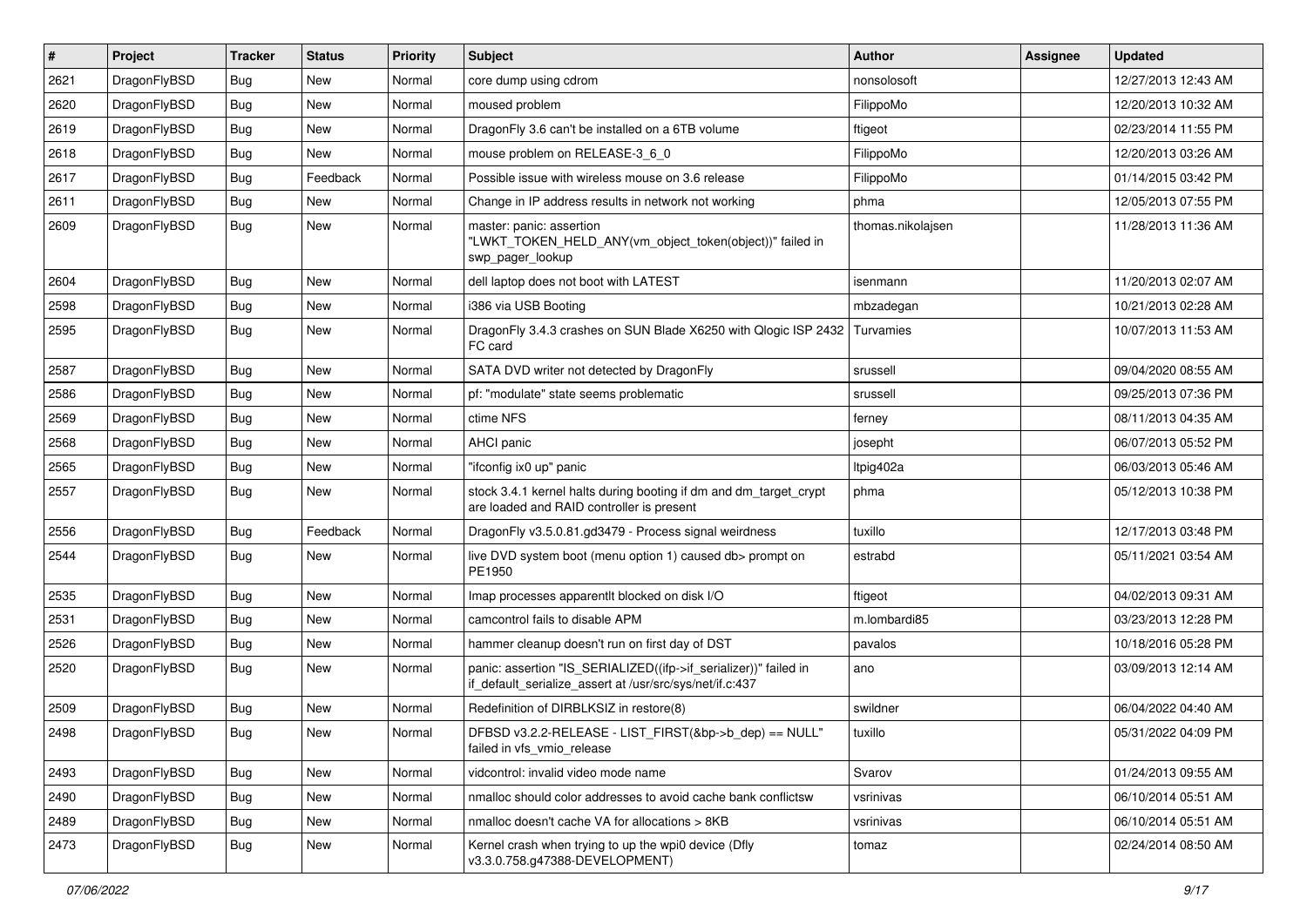| # | Project | Tracker | Status | Priority | Subject | Author | Assignee | Updated |
| --- | --- | --- | --- | --- | --- | --- | --- | --- |
| 2621 | DragonFlyBSD | Bug | New | Normal | core dump using cdrom | nonsolosoft | | 12/27/2013 12:43 AM |
| 2620 | DragonFlyBSD | Bug | New | Normal | moused problem | FilippoMo | | 12/20/2013 10:32 AM |
| 2619 | DragonFlyBSD | Bug | New | Normal | DragonFly 3.6 can't be installed on a 6TB volume | ftigeot | | 02/23/2014 11:55 PM |
| 2618 | DragonFlyBSD | Bug | New | Normal | mouse problem on RELEASE-3_6_0 | FilippoMo | | 12/20/2013 03:26 AM |
| 2617 | DragonFlyBSD | Bug | Feedback | Normal | Possible issue with wireless mouse on 3.6 release | FilippoMo | | 01/14/2015 03:42 PM |
| 2611 | DragonFlyBSD | Bug | New | Normal | Change in IP address results in network not working | phma | | 12/05/2013 07:55 PM |
| 2609 | DragonFlyBSD | Bug | New | Normal | master: panic: assertion "LWKT_TOKEN_HELD_ANY(vm_object_token(object))" failed in swp_pager_lookup | thomas.nikolajsen | | 11/28/2013 11:36 AM |
| 2604 | DragonFlyBSD | Bug | New | Normal | dell laptop does not boot with LATEST | isenmann | | 11/20/2013 02:07 AM |
| 2598 | DragonFlyBSD | Bug | New | Normal | i386 via USB Booting | mbzadegan | | 10/21/2013 02:28 AM |
| 2595 | DragonFlyBSD | Bug | New | Normal | DragonFly 3.4.3 crashes on SUN Blade X6250 with Qlogic ISP 2432 FC card | Turvamies | | 10/07/2013 11:53 AM |
| 2587 | DragonFlyBSD | Bug | New | Normal | SATA DVD writer not detected by DragonFly | srussell | | 09/04/2020 08:55 AM |
| 2586 | DragonFlyBSD | Bug | New | Normal | pf: "modulate" state seems problematic | srussell | | 09/25/2013 07:36 PM |
| 2569 | DragonFlyBSD | Bug | New | Normal | ctime NFS | ferney | | 08/11/2013 04:35 AM |
| 2568 | DragonFlyBSD | Bug | New | Normal | AHCI panic | josepht | | 06/07/2013 05:52 PM |
| 2565 | DragonFlyBSD | Bug | New | Normal | "ifconfig ix0 up" panic | ltpig402a | | 06/03/2013 05:46 AM |
| 2557 | DragonFlyBSD | Bug | New | Normal | stock 3.4.1 kernel halts during booting if dm and dm_target_crypt are loaded and RAID controller is present | phma | | 05/12/2013 10:38 PM |
| 2556 | DragonFlyBSD | Bug | Feedback | Normal | DragonFly v3.5.0.81.gd3479 - Process signal weirdness | tuxillo | | 12/17/2013 03:48 PM |
| 2544 | DragonFlyBSD | Bug | New | Normal | live DVD system boot (menu option 1) caused db> prompt on PE1950 | estrabd | | 05/11/2021 03:54 AM |
| 2535 | DragonFlyBSD | Bug | New | Normal | Imap processes apparentlt blocked on disk I/O | ftigeot | | 04/02/2013 09:31 AM |
| 2531 | DragonFlyBSD | Bug | New | Normal | camcontrol fails to disable APM | m.lombardi85 | | 03/23/2013 12:28 PM |
| 2526 | DragonFlyBSD | Bug | New | Normal | hammer cleanup doesn't run on first day of DST | pavalos | | 10/18/2016 05:28 PM |
| 2520 | DragonFlyBSD | Bug | New | Normal | panic: assertion "IS_SERIALIZED((ifp->if_serializer))" failed in if_default_serialize_assert at /usr/src/sys/net/if.c:437 | ano | | 03/09/2013 12:14 AM |
| 2509 | DragonFlyBSD | Bug | New | Normal | Redefinition of DIRBLKSIZ in restore(8) | swildner | | 06/04/2022 04:40 AM |
| 2498 | DragonFlyBSD | Bug | New | Normal | DFBSD v3.2.2-RELEASE - LIST_FIRST(&bp->b_dep) == NULL" failed in vfs_vmio_release | tuxillo | | 05/31/2022 04:09 PM |
| 2493 | DragonFlyBSD | Bug | New | Normal | vidcontrol: invalid video mode name | Svarov | | 01/24/2013 09:55 AM |
| 2490 | DragonFlyBSD | Bug | New | Normal | nmalloc should color addresses to avoid cache bank conflictsw | vsrinivas | | 06/10/2014 05:51 AM |
| 2489 | DragonFlyBSD | Bug | New | Normal | nmalloc doesn't cache VA for allocations > 8KB | vsrinivas | | 06/10/2014 05:51 AM |
| 2473 | DragonFlyBSD | Bug | New | Normal | Kernel crash when trying to up the wpi0 device (Dfly v3.3.0.758.g47388-DEVELOPMENT) | tomaz | | 02/24/2014 08:50 AM |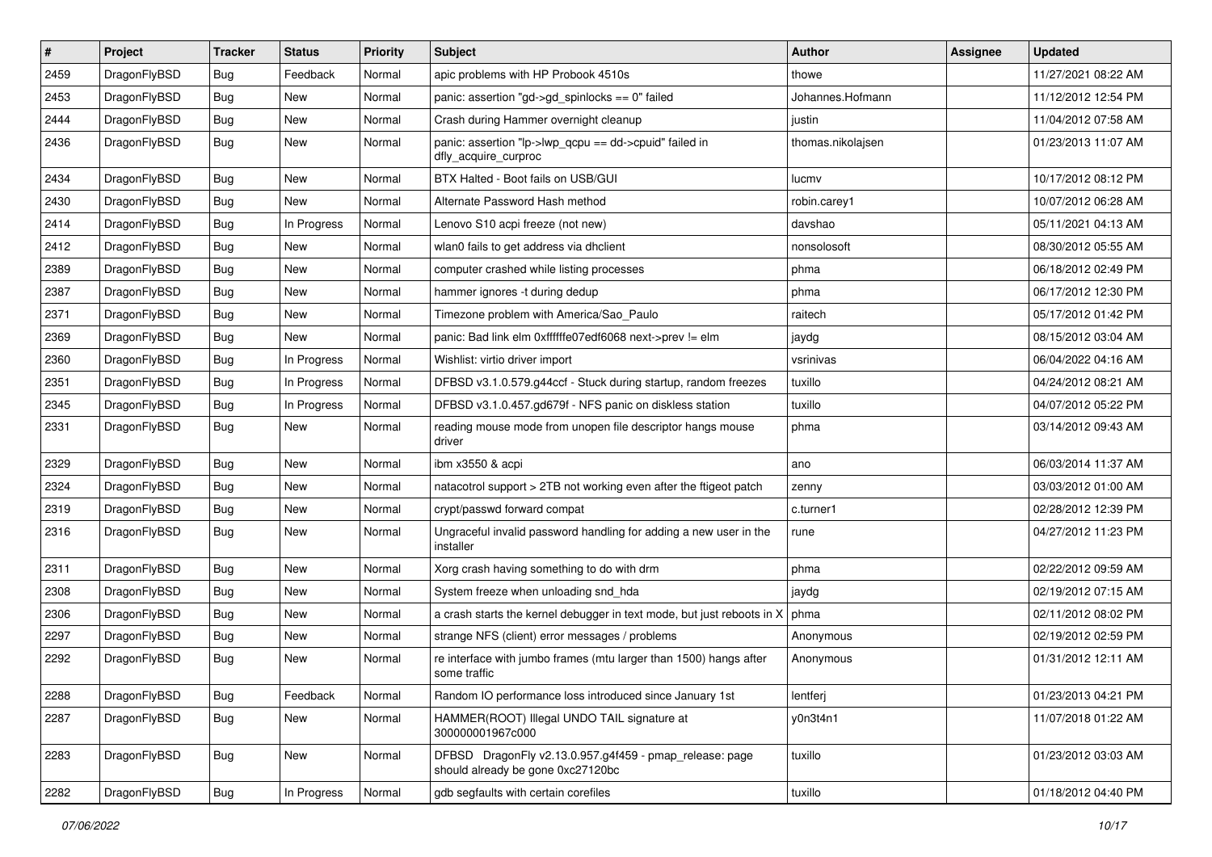| # | Project | Tracker | Status | Priority | Subject | Author | Assignee | Updated |
|---|---|---|---|---|---|---|---|---|
| 2459 | DragonFlyBSD | Bug | Feedback | Normal | apic problems with HP Probook 4510s | thowe | | 11/27/2021 08:22 AM |
| 2453 | DragonFlyBSD | Bug | New | Normal | panic: assertion "gd->gd_spinlocks == 0" failed | Johannes.Hofmann | | 11/12/2012 12:54 PM |
| 2444 | DragonFlyBSD | Bug | New | Normal | Crash during Hammer overnight cleanup | justin | | 11/04/2012 07:58 AM |
| 2436 | DragonFlyBSD | Bug | New | Normal | panic: assertion "lp->lwp_qcpu == dd->cpuid" failed in dfly_acquire_curproc | thomas.nikolajsen | | 01/23/2013 11:07 AM |
| 2434 | DragonFlyBSD | Bug | New | Normal | BTX Halted - Boot fails on USB/GUI | lucmv | | 10/17/2012 08:12 PM |
| 2430 | DragonFlyBSD | Bug | New | Normal | Alternate Password Hash method | robin.carey1 | | 10/07/2012 06:28 AM |
| 2414 | DragonFlyBSD | Bug | In Progress | Normal | Lenovo S10 acpi freeze (not new) | davshao | | 05/11/2021 04:13 AM |
| 2412 | DragonFlyBSD | Bug | New | Normal | wlan0 fails to get address via dhclient | nonsolosoft | | 08/30/2012 05:55 AM |
| 2389 | DragonFlyBSD | Bug | New | Normal | computer crashed while listing processes | phma | | 06/18/2012 02:49 PM |
| 2387 | DragonFlyBSD | Bug | New | Normal | hammer ignores -t during dedup | phma | | 06/17/2012 12:30 PM |
| 2371 | DragonFlyBSD | Bug | New | Normal | Timezone problem with America/Sao_Paulo | raitech | | 05/17/2012 01:42 PM |
| 2369 | DragonFlyBSD | Bug | New | Normal | panic: Bad link elm 0xffffffe07edf6068 next->prev != elm | jaydg | | 08/15/2012 03:04 AM |
| 2360 | DragonFlyBSD | Bug | In Progress | Normal | Wishlist: virtio driver import | vsrinivas | | 06/04/2022 04:16 AM |
| 2351 | DragonFlyBSD | Bug | In Progress | Normal | DFBSD v3.1.0.579.g44ccf - Stuck during startup, random freezes | tuxillo | | 04/24/2012 08:21 AM |
| 2345 | DragonFlyBSD | Bug | In Progress | Normal | DFBSD v3.1.0.457.gd679f - NFS panic on diskless station | tuxillo | | 04/07/2012 05:22 PM |
| 2331 | DragonFlyBSD | Bug | New | Normal | reading mouse mode from unopen file descriptor hangs mouse driver | phma | | 03/14/2012 09:43 AM |
| 2329 | DragonFlyBSD | Bug | New | Normal | ibm x3550 & acpi | ano | | 06/03/2014 11:37 AM |
| 2324 | DragonFlyBSD | Bug | New | Normal | natacotrol support > 2TB not working even after the ftigeot patch | zenny | | 03/03/2012 01:00 AM |
| 2319 | DragonFlyBSD | Bug | New | Normal | crypt/passwd forward compat | c.turner1 | | 02/28/2012 12:39 PM |
| 2316 | DragonFlyBSD | Bug | New | Normal | Ungraceful invalid password handling for adding a new user in the installer | rune | | 04/27/2012 11:23 PM |
| 2311 | DragonFlyBSD | Bug | New | Normal | Xorg crash having something to do with drm | phma | | 02/22/2012 09:59 AM |
| 2308 | DragonFlyBSD | Bug | New | Normal | System freeze when unloading snd_hda | jaydg | | 02/19/2012 07:15 AM |
| 2306 | DragonFlyBSD | Bug | New | Normal | a crash starts the kernel debugger in text mode, but just reboots in X | phma | | 02/11/2012 08:02 PM |
| 2297 | DragonFlyBSD | Bug | New | Normal | strange NFS (client) error messages / problems | Anonymous | | 02/19/2012 02:59 PM |
| 2292 | DragonFlyBSD | Bug | New | Normal | re interface with jumbo frames (mtu larger than 1500) hangs after some traffic | Anonymous | | 01/31/2012 12:11 AM |
| 2288 | DragonFlyBSD | Bug | Feedback | Normal | Random IO performance loss introduced since January 1st | lentferj | | 01/23/2013 04:21 PM |
| 2287 | DragonFlyBSD | Bug | New | Normal | HAMMER(ROOT) Illegal UNDO TAIL signature at 300000001967c000 | y0n3t4n1 | | 11/07/2018 01:22 AM |
| 2283 | DragonFlyBSD | Bug | New | Normal | DFBSD DragonFly v2.13.0.957.g4f459 - pmap_release: page should already be gone 0xc27120bc | tuxillo | | 01/23/2012 03:03 AM |
| 2282 | DragonFlyBSD | Bug | In Progress | Normal | gdb segfaults with certain corefiles | tuxillo | | 01/18/2012 04:40 PM |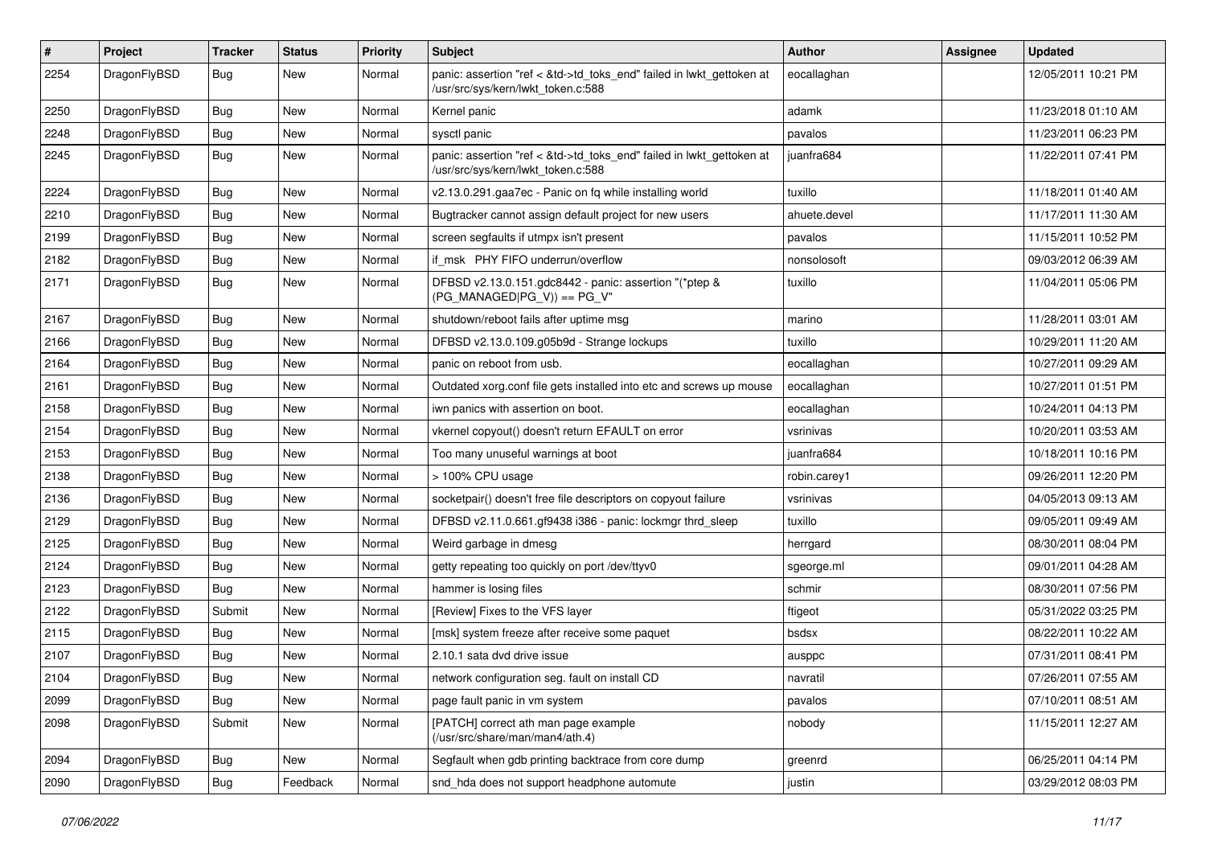| # | Project | Tracker | Status | Priority | Subject | Author | Assignee | Updated |
|---|---|---|---|---|---|---|---|---|
| 2254 | DragonFlyBSD | Bug | New | Normal | panic: assertion "ref < &td->td_toks_end" failed in lwkt_gettoken at /usr/src/sys/kern/lwkt_token.c:588 | eocallaghan | | 12/05/2011 10:21 PM |
| 2250 | DragonFlyBSD | Bug | New | Normal | Kernel panic | adamk | | 11/23/2018 01:10 AM |
| 2248 | DragonFlyBSD | Bug | New | Normal | sysctl panic | pavalos | | 11/23/2011 06:23 PM |
| 2245 | DragonFlyBSD | Bug | New | Normal | panic: assertion "ref < &td->td_toks_end" failed in lwkt_gettoken at /usr/src/sys/kern/lwkt_token.c:588 | juanfra684 | | 11/22/2011 07:41 PM |
| 2224 | DragonFlyBSD | Bug | New | Normal | v2.13.0.291.gaa7ec - Panic on fq while installing world | tuxillo | | 11/18/2011 01:40 AM |
| 2210 | DragonFlyBSD | Bug | New | Normal | Bugtracker cannot assign default project for new users | ahuete.devel | | 11/17/2011 11:30 AM |
| 2199 | DragonFlyBSD | Bug | New | Normal | screen segfaults if utmpx isn't present | pavalos | | 11/15/2011 10:52 PM |
| 2182 | DragonFlyBSD | Bug | New | Normal | if_msk PHY FIFO underrun/overflow | nonsolosoft | | 09/03/2012 06:39 AM |
| 2171 | DragonFlyBSD | Bug | New | Normal | DFBSD v2.13.0.151.gdc8442 - panic: assertion "(*ptep & (PG_MANAGED\|PG_V)) == PG_V" | tuxillo | | 11/04/2011 05:06 PM |
| 2167 | DragonFlyBSD | Bug | New | Normal | shutdown/reboot fails after uptime msg | marino | | 11/28/2011 03:01 AM |
| 2166 | DragonFlyBSD | Bug | New | Normal | DFBSD v2.13.0.109.g05b9d - Strange lockups | tuxillo | | 10/29/2011 11:20 AM |
| 2164 | DragonFlyBSD | Bug | New | Normal | panic on reboot from usb. | eocallaghan | | 10/27/2011 09:29 AM |
| 2161 | DragonFlyBSD | Bug | New | Normal | Outdated xorg.conf file gets installed into etc and screws up mouse | eocallaghan | | 10/27/2011 01:51 PM |
| 2158 | DragonFlyBSD | Bug | New | Normal | iwn panics with assertion on boot. | eocallaghan | | 10/24/2011 04:13 PM |
| 2154 | DragonFlyBSD | Bug | New | Normal | vkernel copyout() doesn't return EFAULT on error | vsrinivas | | 10/20/2011 03:53 AM |
| 2153 | DragonFlyBSD | Bug | New | Normal | Too many unuseful warnings at boot | juanfra684 | | 10/18/2011 10:16 PM |
| 2138 | DragonFlyBSD | Bug | New | Normal | > 100% CPU usage | robin.carey1 | | 09/26/2011 12:20 PM |
| 2136 | DragonFlyBSD | Bug | New | Normal | socketpair() doesn't free file descriptors on copyout failure | vsrinivas | | 04/05/2013 09:13 AM |
| 2129 | DragonFlyBSD | Bug | New | Normal | DFBSD v2.11.0.661.gf9438 i386 - panic: lockmgr thrd_sleep | tuxillo | | 09/05/2011 09:49 AM |
| 2125 | DragonFlyBSD | Bug | New | Normal | Weird garbage in dmesg | herrgard | | 08/30/2011 08:04 PM |
| 2124 | DragonFlyBSD | Bug | New | Normal | getty repeating too quickly on port /dev/ttyv0 | sgeorge.ml | | 09/01/2011 04:28 AM |
| 2123 | DragonFlyBSD | Bug | New | Normal | hammer is losing files | schmir | | 08/30/2011 07:56 PM |
| 2122 | DragonFlyBSD | Submit | New | Normal | [Review] Fixes to the VFS layer | ftigeot | | 05/31/2022 03:25 PM |
| 2115 | DragonFlyBSD | Bug | New | Normal | [msk] system freeze after receive some paquet | bsdsx | | 08/22/2011 10:22 AM |
| 2107 | DragonFlyBSD | Bug | New | Normal | 2.10.1 sata dvd drive issue | ausppc | | 07/31/2011 08:41 PM |
| 2104 | DragonFlyBSD | Bug | New | Normal | network configuration seg. fault on install CD | navratil | | 07/26/2011 07:55 AM |
| 2099 | DragonFlyBSD | Bug | New | Normal | page fault panic in vm system | pavalos | | 07/10/2011 08:51 AM |
| 2098 | DragonFlyBSD | Submit | New | Normal | [PATCH] correct ath man page example (/usr/src/share/man/man4/ath.4) | nobody | | 11/15/2011 12:27 AM |
| 2094 | DragonFlyBSD | Bug | New | Normal | Segfault when gdb printing backtrace from core dump | greenrd | | 06/25/2011 04:14 PM |
| 2090 | DragonFlyBSD | Bug | Feedback | Normal | snd_hda does not support headphone automute | justin | | 03/29/2012 08:03 PM |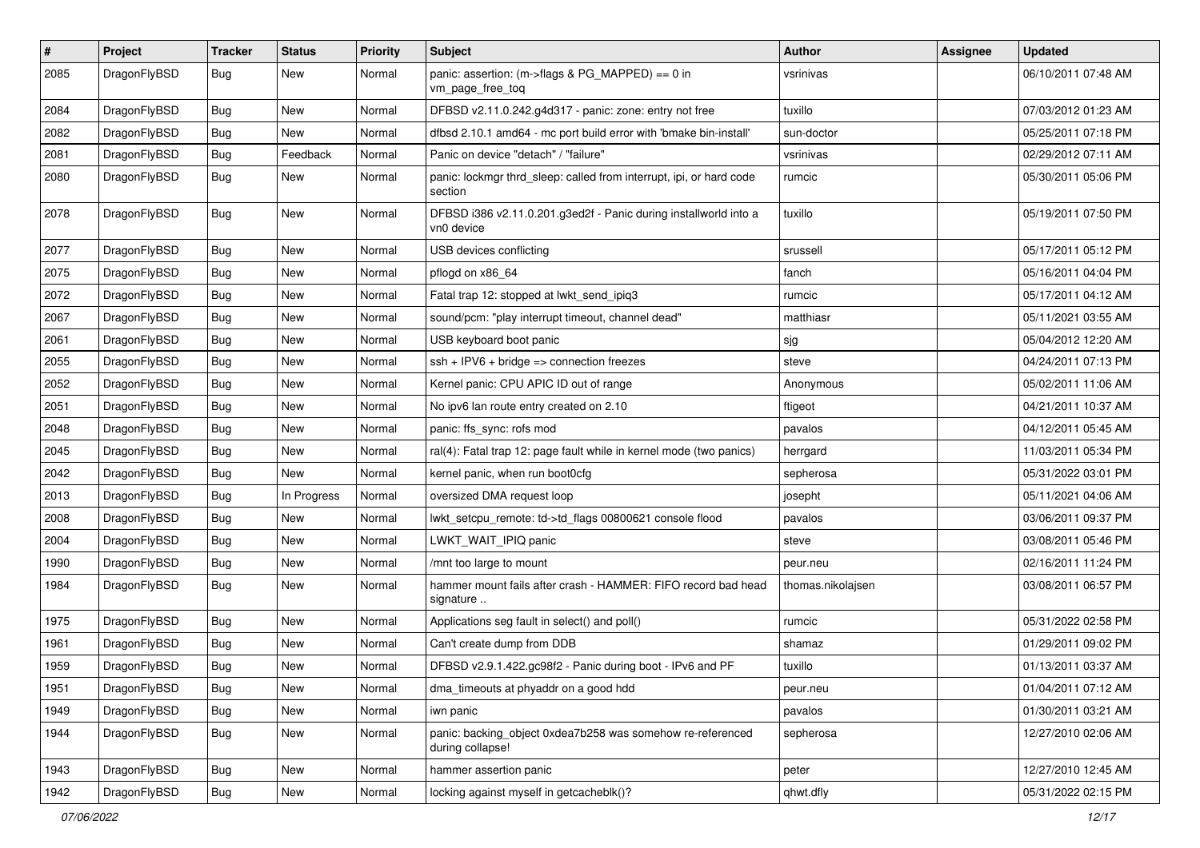| # | Project | Tracker | Status | Priority | Subject | Author | Assignee | Updated |
|---|---|---|---|---|---|---|---|---|
| 2085 | DragonFlyBSD | Bug | New | Normal | panic: assertion: (m->flags & PG_MAPPED) == 0 in vm_page_free_toq | vsrinivas | | 06/10/2011 07:48 AM |
| 2084 | DragonFlyBSD | Bug | New | Normal | DFBSD v2.11.0.242.g4d317 - panic: zone: entry not free | tuxillo | | 07/03/2012 01:23 AM |
| 2082 | DragonFlyBSD | Bug | New | Normal | dfbsd 2.10.1 amd64 - mc port build error with 'bmake bin-install' | sun-doctor | | 05/25/2011 07:18 PM |
| 2081 | DragonFlyBSD | Bug | Feedback | Normal | Panic on device "detach" / "failure" | vsrinivas | | 02/29/2012 07:11 AM |
| 2080 | DragonFlyBSD | Bug | New | Normal | panic: lockmgr thrd_sleep: called from interrupt, ipi, or hard code section | rumcic | | 05/30/2011 05:06 PM |
| 2078 | DragonFlyBSD | Bug | New | Normal | DFBSD i386 v2.11.0.201.g3ed2f - Panic during installworld into a vn0 device | tuxillo | | 05/19/2011 07:50 PM |
| 2077 | DragonFlyBSD | Bug | New | Normal | USB devices conflicting | srussell | | 05/17/2011 05:12 PM |
| 2075 | DragonFlyBSD | Bug | New | Normal | pflogd on x86_64 | fanch | | 05/16/2011 04:04 PM |
| 2072 | DragonFlyBSD | Bug | New | Normal | Fatal trap 12: stopped at lwkt_send_ipiq3 | rumcic | | 05/17/2011 04:12 AM |
| 2067 | DragonFlyBSD | Bug | New | Normal | sound/pcm: "play interrupt timeout, channel dead" | matthiasr | | 05/11/2021 03:55 AM |
| 2061 | DragonFlyBSD | Bug | New | Normal | USB keyboard boot panic | sjg | | 05/04/2012 12:20 AM |
| 2055 | DragonFlyBSD | Bug | New | Normal | ssh + IPV6 + bridge => connection freezes | steve | | 04/24/2011 07:13 PM |
| 2052 | DragonFlyBSD | Bug | New | Normal | Kernel panic: CPU APIC ID out of range | Anonymous | | 05/02/2011 11:06 AM |
| 2051 | DragonFlyBSD | Bug | New | Normal | No ipv6 lan route entry created on 2.10 | ftigeot | | 04/21/2011 10:37 AM |
| 2048 | DragonFlyBSD | Bug | New | Normal | panic: ffs_sync: rofs mod | pavalos | | 04/12/2011 05:45 AM |
| 2045 | DragonFlyBSD | Bug | New | Normal | ral(4): Fatal trap 12: page fault while in kernel mode (two panics) | herrgard | | 11/03/2011 05:34 PM |
| 2042 | DragonFlyBSD | Bug | New | Normal | kernel panic, when run boot0cfg | sepherosa | | 05/31/2022 03:01 PM |
| 2013 | DragonFlyBSD | Bug | In Progress | Normal | oversized DMA request loop | josepht | | 05/11/2021 04:06 AM |
| 2008 | DragonFlyBSD | Bug | New | Normal | lwkt_setcpu_remote: td->td_flags 00800621 console flood | pavalos | | 03/06/2011 09:37 PM |
| 2004 | DragonFlyBSD | Bug | New | Normal | LWKT_WAIT_IPIQ panic | steve | | 03/08/2011 05:46 PM |
| 1990 | DragonFlyBSD | Bug | New | Normal | /mnt too large to mount | peur.neu | | 02/16/2011 11:24 PM |
| 1984 | DragonFlyBSD | Bug | New | Normal | hammer mount fails after crash - HAMMER: FIFO record bad head signature .. | thomas.nikolajsen | | 03/08/2011 06:57 PM |
| 1975 | DragonFlyBSD | Bug | New | Normal | Applications seg fault in select() and poll() | rumcic | | 05/31/2022 02:58 PM |
| 1961 | DragonFlyBSD | Bug | New | Normal | Can't create dump from DDB | shamaz | | 01/29/2011 09:02 PM |
| 1959 | DragonFlyBSD | Bug | New | Normal | DFBSD v2.9.1.422.gc98f2 - Panic during boot - IPv6 and PF | tuxillo | | 01/13/2011 03:37 AM |
| 1951 | DragonFlyBSD | Bug | New | Normal | dma_timeouts at phyaddr on a good hdd | peur.neu | | 01/04/2011 07:12 AM |
| 1949 | DragonFlyBSD | Bug | New | Normal | iwn panic | pavalos | | 01/30/2011 03:21 AM |
| 1944 | DragonFlyBSD | Bug | New | Normal | panic: backing_object 0xdea7b258 was somehow re-referenced during collapse! | sepherosa | | 12/27/2010 02:06 AM |
| 1943 | DragonFlyBSD | Bug | New | Normal | hammer assertion panic | peter | | 12/27/2010 12:45 AM |
| 1942 | DragonFlyBSD | Bug | New | Normal | locking against myself in getcacheblk()? | qhwt.dfly | | 05/31/2022 02:15 PM |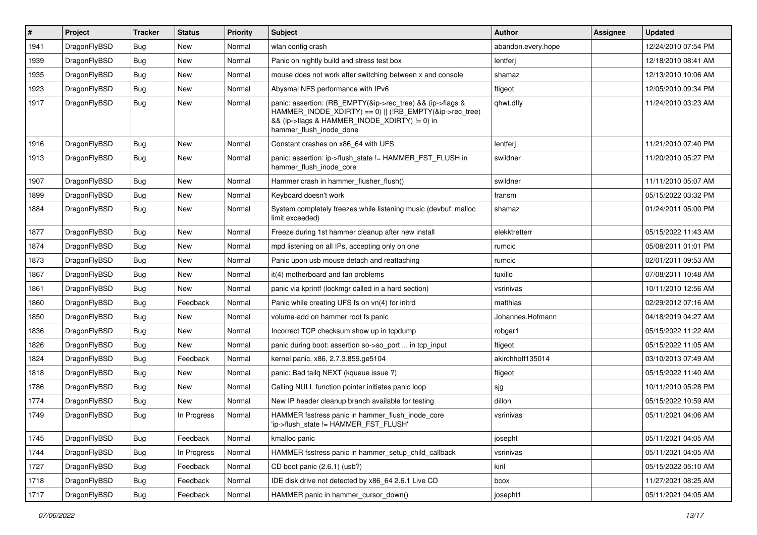| # | Project | Tracker | Status | Priority | Subject | Author | Assignee | Updated |
|---|---|---|---|---|---|---|---|---|
| 1941 | DragonFlyBSD | Bug | New | Normal | wlan config crash | abandon.every.hope | | 12/24/2010 07:54 PM |
| 1939 | DragonFlyBSD | Bug | New | Normal | Panic on nightly build and stress test box | lentferj | | 12/18/2010 08:41 AM |
| 1935 | DragonFlyBSD | Bug | New | Normal | mouse does not work after switching between x and console | shamaz | | 12/13/2010 10:06 AM |
| 1923 | DragonFlyBSD | Bug | New | Normal | Abysmal NFS performance with IPv6 | ftigeot | | 12/05/2010 09:34 PM |
| 1917 | DragonFlyBSD | Bug | New | Normal | panic: assertion: (RB_EMPTY(&ip->rec_tree) && (ip->flags & HAMMER_INODE_XDIRTY) == 0) \|\| (!RB_EMPTY(&ip->rec_tree) && (ip->flags & HAMMER_INODE_XDIRTY) != 0) in hammer_flush_inode_done | qhwt.dfly | | 11/24/2010 03:23 AM |
| 1916 | DragonFlyBSD | Bug | New | Normal | Constant crashes on x86_64 with UFS | lentferj | | 11/21/2010 07:40 PM |
| 1913 | DragonFlyBSD | Bug | New | Normal | panic: assertion: ip->flush_state != HAMMER_FST_FLUSH in hammer_flush_inode_core | swildner | | 11/20/2010 05:27 PM |
| 1907 | DragonFlyBSD | Bug | New | Normal | Hammer crash in hammer_flusher_flush() | swildner | | 11/11/2010 05:07 AM |
| 1899 | DragonFlyBSD | Bug | New | Normal | Keyboard doesn't work | fransm | | 05/15/2022 03:32 PM |
| 1884 | DragonFlyBSD | Bug | New | Normal | System completely freezes while listening music (devbuf: malloc limit exceeded) | shamaz | | 01/24/2011 05:00 PM |
| 1877 | DragonFlyBSD | Bug | New | Normal | Freeze during 1st hammer cleanup after new install | elekktretterr | | 05/15/2022 11:43 AM |
| 1874 | DragonFlyBSD | Bug | New | Normal | mpd listening on all IPs, accepting only on one | rumcic | | 05/08/2011 01:01 PM |
| 1873 | DragonFlyBSD | Bug | New | Normal | Panic upon usb mouse detach and reattaching | rumcic | | 02/01/2011 09:53 AM |
| 1867 | DragonFlyBSD | Bug | New | Normal | it(4) motherboard and fan problems | tuxillo | | 07/08/2011 10:48 AM |
| 1861 | DragonFlyBSD | Bug | New | Normal | panic via kprintf (lockmgr called in a hard section) | vsrinivas | | 10/11/2010 12:56 AM |
| 1860 | DragonFlyBSD | Bug | Feedback | Normal | Panic while creating UFS fs on vn(4) for initrd | matthias | | 02/29/2012 07:16 AM |
| 1850 | DragonFlyBSD | Bug | New | Normal | volume-add on hammer root fs panic | Johannes.Hofmann | | 04/18/2019 04:27 AM |
| 1836 | DragonFlyBSD | Bug | New | Normal | Incorrect TCP checksum show up in tcpdump | robgar1 | | 05/15/2022 11:22 AM |
| 1826 | DragonFlyBSD | Bug | New | Normal | panic during boot: assertion so->so_port ... in tcp_input | ftigeot | | 05/15/2022 11:05 AM |
| 1824 | DragonFlyBSD | Bug | Feedback | Normal | kernel panic, x86, 2.7.3.859.ge5104 | akirchhoff135014 | | 03/10/2013 07:49 AM |
| 1818 | DragonFlyBSD | Bug | New | Normal | panic: Bad tailq NEXT (kqueue issue ?) | ftigeot | | 05/15/2022 11:40 AM |
| 1786 | DragonFlyBSD | Bug | New | Normal | Calling NULL function pointer initiates panic loop | sjg | | 10/11/2010 05:28 PM |
| 1774 | DragonFlyBSD | Bug | New | Normal | New IP header cleanup branch available for testing | dillon | | 05/15/2022 10:59 AM |
| 1749 | DragonFlyBSD | Bug | In Progress | Normal | HAMMER fsstress panic in hammer_flush_inode_core 'ip->flush_state != HAMMER_FST_FLUSH' | vsrinivas | | 05/11/2021 04:06 AM |
| 1745 | DragonFlyBSD | Bug | Feedback | Normal | kmalloc panic | josepht | | 05/11/2021 04:05 AM |
| 1744 | DragonFlyBSD | Bug | In Progress | Normal | HAMMER fsstress panic in hammer_setup_child_callback | vsrinivas | | 05/11/2021 04:05 AM |
| 1727 | DragonFlyBSD | Bug | Feedback | Normal | CD boot panic (2.6.1) (usb?) | kiril | | 05/15/2022 05:10 AM |
| 1718 | DragonFlyBSD | Bug | Feedback | Normal | IDE disk drive not detected by x86_64 2.6.1 Live CD | bcox | | 11/27/2021 08:25 AM |
| 1717 | DragonFlyBSD | Bug | Feedback | Normal | HAMMER panic in hammer_cursor_down() | josepht1 | | 05/11/2021 04:05 AM |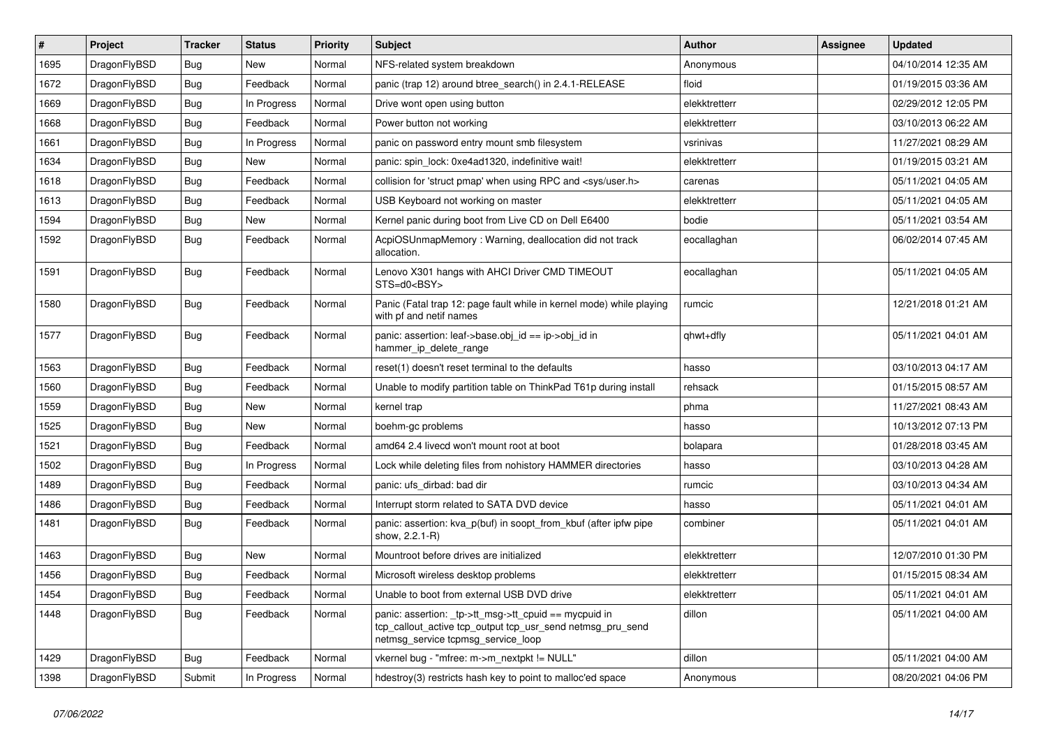| # | Project | Tracker | Status | Priority | Subject | Author | Assignee | Updated |
|---|---|---|---|---|---|---|---|---|
| 1695 | DragonFlyBSD | Bug | New | Normal | NFS-related system breakdown | Anonymous | | 04/10/2014 12:35 AM |
| 1672 | DragonFlyBSD | Bug | Feedback | Normal | panic (trap 12) around btree_search() in 2.4.1-RELEASE | floid | | 01/19/2015 03:36 AM |
| 1669 | DragonFlyBSD | Bug | In Progress | Normal | Drive wont open using button | elekktretterr | | 02/29/2012 12:05 PM |
| 1668 | DragonFlyBSD | Bug | Feedback | Normal | Power button not working | elekktretterr | | 03/10/2013 06:22 AM |
| 1661 | DragonFlyBSD | Bug | In Progress | Normal | panic on password entry mount smb filesystem | vsrinivas | | 11/27/2021 08:29 AM |
| 1634 | DragonFlyBSD | Bug | New | Normal | panic: spin_lock: 0xe4ad1320, indefinitive wait! | elekktretterr | | 01/19/2015 03:21 AM |
| 1618 | DragonFlyBSD | Bug | Feedback | Normal | collision for 'struct pmap' when using RPC and <sys/user.h> | carenas | | 05/11/2021 04:05 AM |
| 1613 | DragonFlyBSD | Bug | Feedback | Normal | USB Keyboard not working on master | elekktretterr | | 05/11/2021 04:05 AM |
| 1594 | DragonFlyBSD | Bug | New | Normal | Kernel panic during boot from Live CD on Dell E6400 | bodie | | 05/11/2021 03:54 AM |
| 1592 | DragonFlyBSD | Bug | Feedback | Normal | AcpiOSUnmapMemory : Warning, deallocation did not track allocation. | eocallaghan | | 06/02/2014 07:45 AM |
| 1591 | DragonFlyBSD | Bug | Feedback | Normal | Lenovo X301 hangs with AHCI Driver CMD TIMEOUT STS=d0<BSY> | eocallaghan | | 05/11/2021 04:05 AM |
| 1580 | DragonFlyBSD | Bug | Feedback | Normal | Panic (Fatal trap 12: page fault while in kernel mode) while playing with pf and netif names | rumcic | | 12/21/2018 01:21 AM |
| 1577 | DragonFlyBSD | Bug | Feedback | Normal | panic: assertion: leaf->base.obj_id == ip->obj_id in hammer_ip_delete_range | qhwt+dfly | | 05/11/2021 04:01 AM |
| 1563 | DragonFlyBSD | Bug | Feedback | Normal | reset(1) doesn't reset terminal to the defaults | hasso | | 03/10/2013 04:17 AM |
| 1560 | DragonFlyBSD | Bug | Feedback | Normal | Unable to modify partition table on ThinkPad T61p during install | rehsack | | 01/15/2015 08:57 AM |
| 1559 | DragonFlyBSD | Bug | New | Normal | kernel trap | phma | | 11/27/2021 08:43 AM |
| 1525 | DragonFlyBSD | Bug | New | Normal | boehm-gc problems | hasso | | 10/13/2012 07:13 PM |
| 1521 | DragonFlyBSD | Bug | Feedback | Normal | amd64 2.4 livecd won't mount root at boot | bolapara | | 01/28/2018 03:45 AM |
| 1502 | DragonFlyBSD | Bug | In Progress | Normal | Lock while deleting files from nohistory HAMMER directories | hasso | | 03/10/2013 04:28 AM |
| 1489 | DragonFlyBSD | Bug | Feedback | Normal | panic: ufs_dirbad: bad dir | rumcic | | 03/10/2013 04:34 AM |
| 1486 | DragonFlyBSD | Bug | Feedback | Normal | Interrupt storm related to SATA DVD device | hasso | | 05/11/2021 04:01 AM |
| 1481 | DragonFlyBSD | Bug | Feedback | Normal | panic: assertion: kva_p(buf) in soopt_from_kbuf (after ipfw pipe show, 2.2.1-R) | combiner | | 05/11/2021 04:01 AM |
| 1463 | DragonFlyBSD | Bug | New | Normal | Mountroot before drives are initialized | elekktretterr | | 12/07/2010 01:30 PM |
| 1456 | DragonFlyBSD | Bug | Feedback | Normal | Microsoft wireless desktop problems | elekktretterr | | 01/15/2015 08:34 AM |
| 1454 | DragonFlyBSD | Bug | Feedback | Normal | Unable to boot from external USB DVD drive | elekktretterr | | 05/11/2021 04:01 AM |
| 1448 | DragonFlyBSD | Bug | Feedback | Normal | panic: assertion: _tp->tt_msg->tt_cpuid == mycpuid in tcp_callout_active tcp_output tcp_usr_send netmsg_pru_send netmsg_service tcpmsg_service_loop | dillon | | 05/11/2021 04:00 AM |
| 1429 | DragonFlyBSD | Bug | Feedback | Normal | vkernel bug - "mfree: m->m_nextpkt != NULL" | dillon | | 05/11/2021 04:00 AM |
| 1398 | DragonFlyBSD | Submit | In Progress | Normal | hdestroy(3) restricts hash key to point to malloc'ed space | Anonymous | | 08/20/2021 04:06 PM |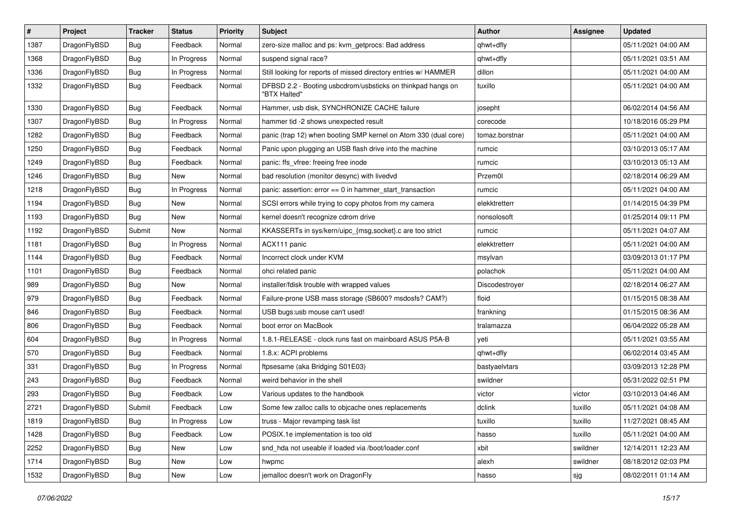| # | Project | Tracker | Status | Priority | Subject | Author | Assignee | Updated |
|---|---|---|---|---|---|---|---|---|
| 1387 | DragonFlyBSD | Bug | Feedback | Normal | zero-size malloc and ps: kvm_getprocs: Bad address | qhwt+dfly | | 05/11/2021 04:00 AM |
| 1368 | DragonFlyBSD | Bug | In Progress | Normal | suspend signal race? | qhwt+dfly | | 05/11/2021 03:51 AM |
| 1336 | DragonFlyBSD | Bug | In Progress | Normal | Still looking for reports of missed directory entries w/ HAMMER | dillon | | 05/11/2021 04:00 AM |
| 1332 | DragonFlyBSD | Bug | Feedback | Normal | DFBSD 2.2 - Booting usbcdrom/usbsticks on thinkpad hangs on "BTX Halted" | tuxillo | | 05/11/2021 04:00 AM |
| 1330 | DragonFlyBSD | Bug | Feedback | Normal | Hammer, usb disk, SYNCHRONIZE CACHE failure | josepht | | 06/02/2014 04:56 AM |
| 1307 | DragonFlyBSD | Bug | In Progress | Normal | hammer tid -2 shows unexpected result | corecode | | 10/18/2016 05:29 PM |
| 1282 | DragonFlyBSD | Bug | Feedback | Normal | panic (trap 12) when booting SMP kernel on Atom 330 (dual core) | tomaz.borstnar | | 05/11/2021 04:00 AM |
| 1250 | DragonFlyBSD | Bug | Feedback | Normal | Panic upon plugging an USB flash drive into the machine | rumcic | | 03/10/2013 05:17 AM |
| 1249 | DragonFlyBSD | Bug | Feedback | Normal | panic: ffs_vfree: freeing free inode | rumcic | | 03/10/2013 05:13 AM |
| 1246 | DragonFlyBSD | Bug | New | Normal | bad resolution (monitor desync) with livedvd | Przem0l | | 02/18/2014 06:29 AM |
| 1218 | DragonFlyBSD | Bug | In Progress | Normal | panic: assertion: error == 0 in hammer_start_transaction | rumcic | | 05/11/2021 04:00 AM |
| 1194 | DragonFlyBSD | Bug | New | Normal | SCSI errors while trying to copy photos from my camera | elekktretterr | | 01/14/2015 04:39 PM |
| 1193 | DragonFlyBSD | Bug | New | Normal | kernel doesn't recognize cdrom drive | nonsolosoft | | 01/25/2014 09:11 PM |
| 1192 | DragonFlyBSD | Submit | New | Normal | KKASSERTs in sys/kern/uipc_{msg,socket}.c are too strict | rumcic | | 05/11/2021 04:07 AM |
| 1181 | DragonFlyBSD | Bug | In Progress | Normal | ACX111 panic | elekktretterr | | 05/11/2021 04:00 AM |
| 1144 | DragonFlyBSD | Bug | Feedback | Normal | Incorrect clock under KVM | msylvan | | 03/09/2013 01:17 PM |
| 1101 | DragonFlyBSD | Bug | Feedback | Normal | ohci related panic | polachok | | 05/11/2021 04:00 AM |
| 989 | DragonFlyBSD | Bug | New | Normal | installer/fdisk trouble with wrapped values | Discodestroyer | | 02/18/2014 06:27 AM |
| 979 | DragonFlyBSD | Bug | Feedback | Normal | Failure-prone USB mass storage (SB600? msdosfs? CAM?) | floid | | 01/15/2015 08:38 AM |
| 846 | DragonFlyBSD | Bug | Feedback | Normal | USB bugs:usb mouse can't used! | frankning | | 01/15/2015 08:36 AM |
| 806 | DragonFlyBSD | Bug | Feedback | Normal | boot error on MacBook | tralamazza | | 06/04/2022 05:28 AM |
| 604 | DragonFlyBSD | Bug | In Progress | Normal | 1.8.1-RELEASE - clock runs fast on mainboard ASUS P5A-B | yeti | | 05/11/2021 03:55 AM |
| 570 | DragonFlyBSD | Bug | Feedback | Normal | 1.8.x: ACPI problems | qhwt+dfly | | 06/02/2014 03:45 AM |
| 331 | DragonFlyBSD | Bug | In Progress | Normal | ftpsesame (aka Bridging S01E03) | bastyaelvtars | | 03/09/2013 12:28 PM |
| 243 | DragonFlyBSD | Bug | Feedback | Normal | weird behavior in the shell | swildner | | 05/31/2022 02:51 PM |
| 293 | DragonFlyBSD | Bug | Feedback | Low | Various updates to the handbook | victor | victor | 03/10/2013 04:46 AM |
| 2721 | DragonFlyBSD | Submit | Feedback | Low | Some few zalloc calls to objcache ones replacements | dclink | tuxillo | 05/11/2021 04:08 AM |
| 1819 | DragonFlyBSD | Bug | In Progress | Low | truss - Major revamping task list | tuxillo | tuxillo | 11/27/2021 08:45 AM |
| 1428 | DragonFlyBSD | Bug | Feedback | Low | POSIX.1e implementation is too old | hasso | tuxillo | 05/11/2021 04:00 AM |
| 2252 | DragonFlyBSD | Bug | New | Low | snd_hda not useable if loaded via /boot/loader.conf | xbit | swildner | 12/14/2011 12:23 AM |
| 1714 | DragonFlyBSD | Bug | New | Low | hwpmc | alexh | swildner | 08/18/2012 02:03 PM |
| 1532 | DragonFlyBSD | Bug | New | Low | jemalloc doesn't work on DragonFly | hasso | sjg | 08/02/2011 01:14 AM |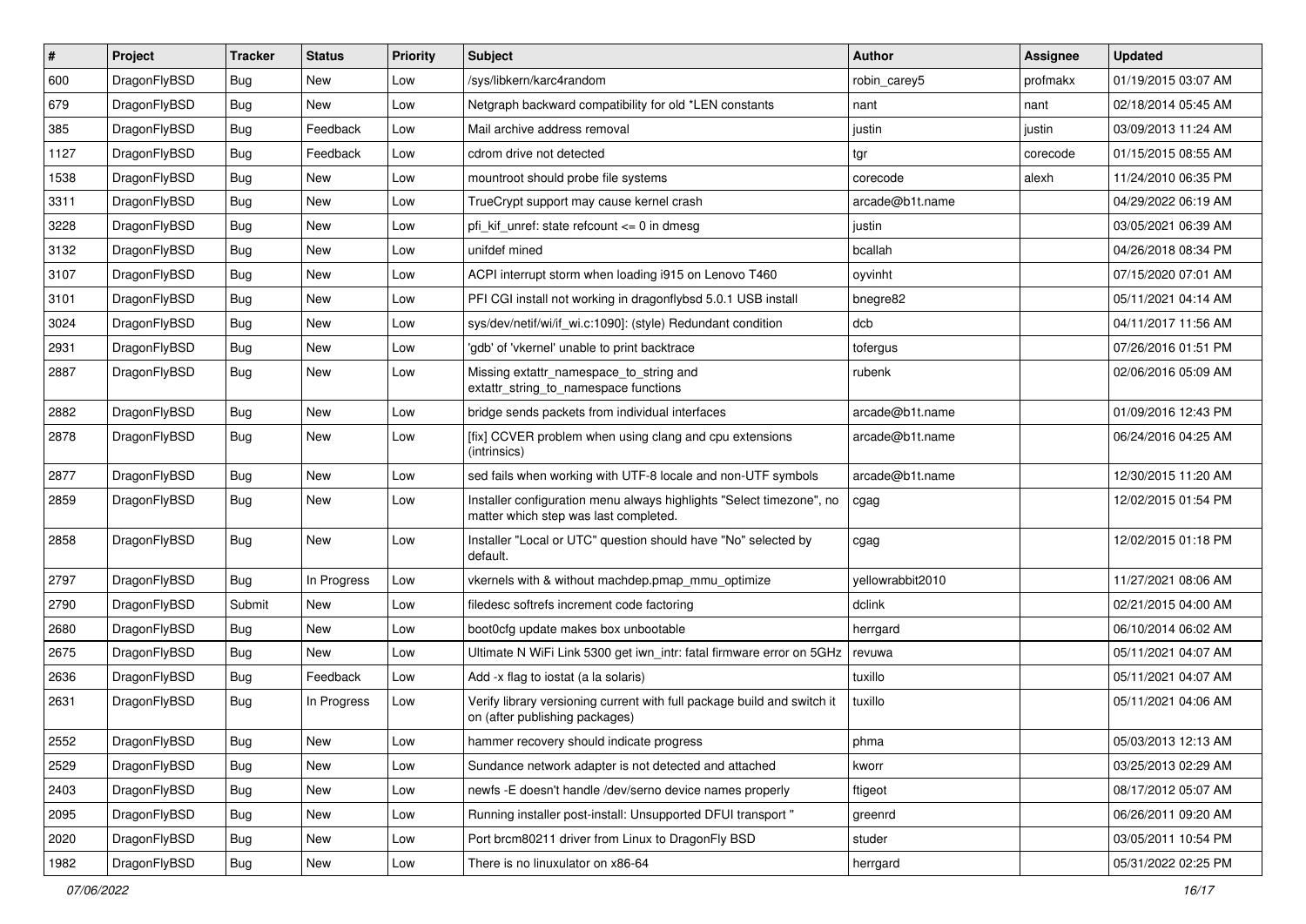| # | Project | Tracker | Status | Priority | Subject | Author | Assignee | Updated |
|---|---|---|---|---|---|---|---|---|
| 600 | DragonFlyBSD | Bug | New | Low | /sys/libkern/karc4random | robin_carey5 | profmakx | 01/19/2015 03:07 AM |
| 679 | DragonFlyBSD | Bug | New | Low | Netgraph backward compatibility for old *LEN constants | nant | nant | 02/18/2014 05:45 AM |
| 385 | DragonFlyBSD | Bug | Feedback | Low | Mail archive address removal | justin | justin | 03/09/2013 11:24 AM |
| 1127 | DragonFlyBSD | Bug | Feedback | Low | cdrom drive not detected | tgr | corecode | 01/15/2015 08:55 AM |
| 1538 | DragonFlyBSD | Bug | New | Low | mountroot should probe file systems | corecode | alexh | 11/24/2010 06:35 PM |
| 3311 | DragonFlyBSD | Bug | New | Low | TrueCrypt support may cause kernel crash | arcade@b1t.name | | 04/29/2022 06:19 AM |
| 3228 | DragonFlyBSD | Bug | New | Low | pfi_kif_unref: state refcount <= 0 in dmesg | justin | | 03/05/2021 06:39 AM |
| 3132 | DragonFlyBSD | Bug | New | Low | unifdef mined | bcallah | | 04/26/2018 08:34 PM |
| 3107 | DragonFlyBSD | Bug | New | Low | ACPI interrupt storm when loading i915 on Lenovo T460 | oyvinht | | 07/15/2020 07:01 AM |
| 3101 | DragonFlyBSD | Bug | New | Low | PFI CGI install not working in dragonflybsd 5.0.1 USB install | bnegre82 | | 05/11/2021 04:14 AM |
| 3024 | DragonFlyBSD | Bug | New | Low | sys/dev/netif/wi/if_wi.c:1090]: (style) Redundant condition | dcb | | 04/11/2017 11:56 AM |
| 2931 | DragonFlyBSD | Bug | New | Low | 'gdb' of 'vkernel' unable to print backtrace | tofergus | | 07/26/2016 01:51 PM |
| 2887 | DragonFlyBSD | Bug | New | Low | Missing extattr_namespace_to_string and extattr_string_to_namespace functions | rubenk | | 02/06/2016 05:09 AM |
| 2882 | DragonFlyBSD | Bug | New | Low | bridge sends packets from individual interfaces | arcade@b1t.name | | 01/09/2016 12:43 PM |
| 2878 | DragonFlyBSD | Bug | New | Low | [fix] CCVER problem when using clang and cpu extensions (intrinsics) | arcade@b1t.name | | 06/24/2016 04:25 AM |
| 2877 | DragonFlyBSD | Bug | New | Low | sed fails when working with UTF-8 locale and non-UTF symbols | arcade@b1t.name | | 12/30/2015 11:20 AM |
| 2859 | DragonFlyBSD | Bug | New | Low | Installer configuration menu always highlights "Select timezone", no matter which step was last completed. | cgag | | 12/02/2015 01:54 PM |
| 2858 | DragonFlyBSD | Bug | New | Low | Installer "Local or UTC" question should have "No" selected by default. | cgag | | 12/02/2015 01:18 PM |
| 2797 | DragonFlyBSD | Bug | In Progress | Low | vkernels with & without machdep.pmap_mmu_optimize | yellowrabbit2010 | | 11/27/2021 08:06 AM |
| 2790 | DragonFlyBSD | Submit | New | Low | filedesc softrefs increment code factoring | dclink | | 02/21/2015 04:00 AM |
| 2680 | DragonFlyBSD | Bug | New | Low | boot0cfg update makes box unbootable | herrgard | | 06/10/2014 06:02 AM |
| 2675 | DragonFlyBSD | Bug | New | Low | Ultimate N WiFi Link 5300 get iwn_intr: fatal firmware error on 5GHz | revuwa | | 05/11/2021 04:07 AM |
| 2636 | DragonFlyBSD | Bug | Feedback | Low | Add -x flag to iostat (a la solaris) | tuxillo | | 05/11/2021 04:07 AM |
| 2631 | DragonFlyBSD | Bug | In Progress | Low | Verify library versioning current with full package build and switch it on (after publishing packages) | tuxillo | | 05/11/2021 04:06 AM |
| 2552 | DragonFlyBSD | Bug | New | Low | hammer recovery should indicate progress | phma | | 05/03/2013 12:13 AM |
| 2529 | DragonFlyBSD | Bug | New | Low | Sundance network adapter is not detected and attached | kworr | | 03/25/2013 02:29 AM |
| 2403 | DragonFlyBSD | Bug | New | Low | newfs -E doesn't handle /dev/serno device names properly | ftigeot | | 08/17/2012 05:07 AM |
| 2095 | DragonFlyBSD | Bug | New | Low | Running installer post-install: Unsupported DFUI transport " | greenrd | | 06/26/2011 09:20 AM |
| 2020 | DragonFlyBSD | Bug | New | Low | Port brcm80211 driver from Linux to DragonFly BSD | studer | | 03/05/2011 10:54 PM |
| 1982 | DragonFlyBSD | Bug | New | Low | There is no linuxulator on x86-64 | herrgard | | 05/31/2022 02:25 PM |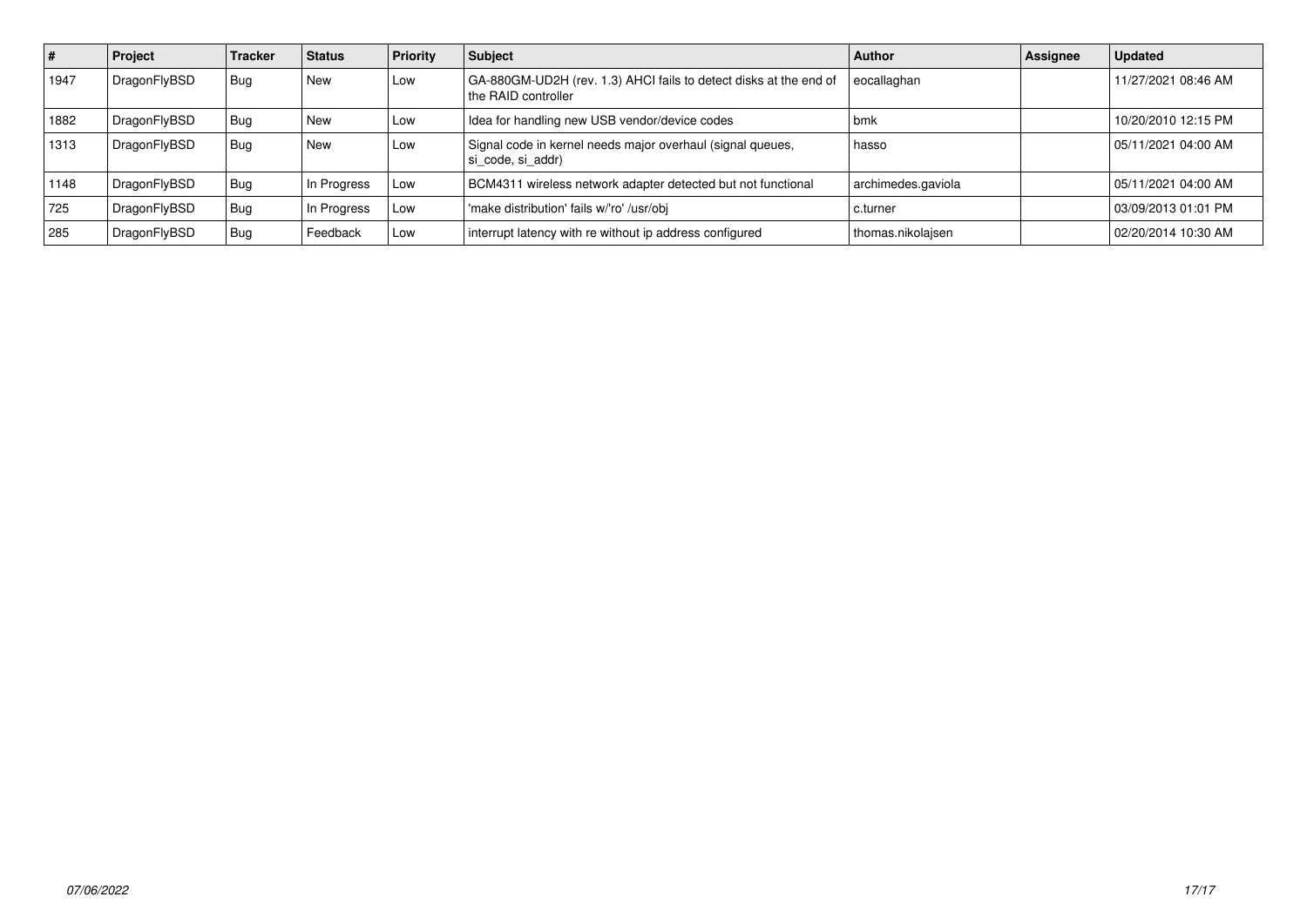| # | Project | Tracker | Status | Priority | Subject | Author | Assignee | Updated |
|---|---|---|---|---|---|---|---|---|
| 1947 | DragonFlyBSD | Bug | New | Low | GA-880GM-UD2H (rev. 1.3) AHCI fails to detect disks at the end of the RAID controller | eocallaghan | | 11/27/2021 08:46 AM |
| 1882 | DragonFlyBSD | Bug | New | Low | Idea for handling new USB vendor/device codes | bmk | | 10/20/2010 12:15 PM |
| 1313 | DragonFlyBSD | Bug | New | Low | Signal code in kernel needs major overhaul (signal queues, si_code, si_addr) | hasso | | 05/11/2021 04:00 AM |
| 1148 | DragonFlyBSD | Bug | In Progress | Low | BCM4311 wireless network adapter detected but not functional | archimedes.gaviola | | 05/11/2021 04:00 AM |
| 725 | DragonFlyBSD | Bug | In Progress | Low | 'make distribution' fails w/'ro' /usr/obj | c.turner | | 03/09/2013 01:01 PM |
| 285 | DragonFlyBSD | Bug | Feedback | Low | interrupt latency with re without ip address configured | thomas.nikolajsen | | 02/20/2014 10:30 AM |